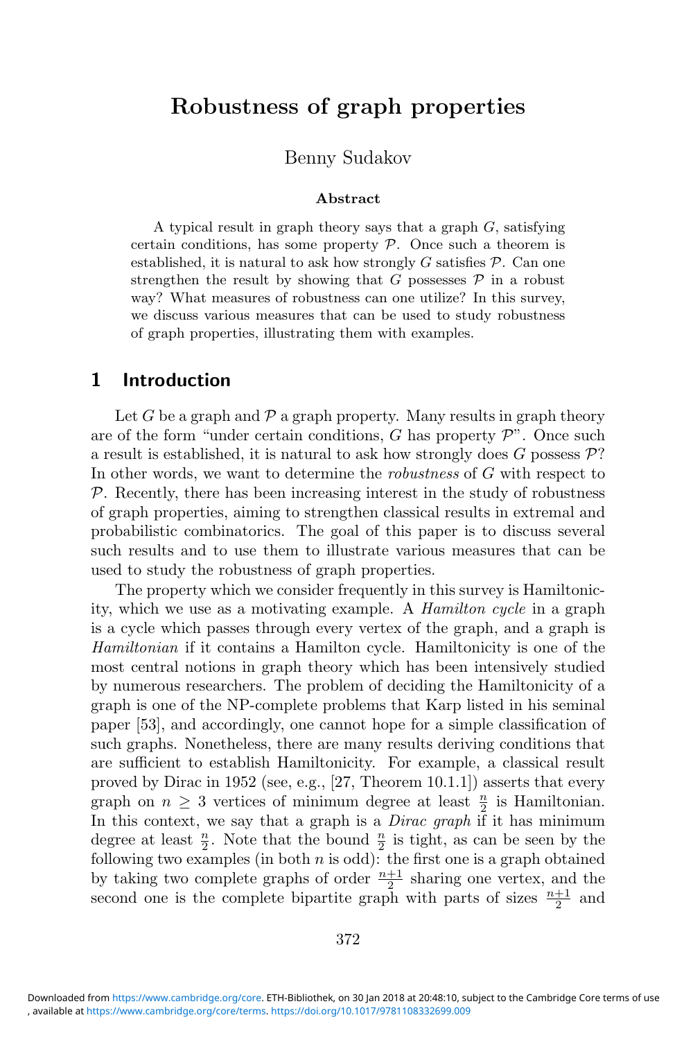# Robustness of graph properties

Benny Sudakov

### Abstract

A typical result in graph theory says that a graph $G$, satisfying certain conditions, has some property $\mathcal{P}$. Once such a theorem is established, it is natural to ask how strongly $G$ satisfies $\mathcal{P}$. Can one strengthen the result by showing that $G$ possesses $\mathcal{P}$ in a robust way? What measures of robustness can one utilize? In this survey, we discuss various measures that can be used to study robustness of graph properties, illustrating them with examples.

## 1 Introduction

Let $G$ be a graph and $\mathcal{P}$ a graph property. Many results in graph theory are of the form "under certain conditions, $G$ has property $\mathcal{P}$". Once such a result is established, it is natural to ask how strongly does $G$ possess $\mathcal{P}$? In other words, we want to determine the *robustness* of $G$ with respect to $\mathcal{P}$. Recently, there has been increasing interest in the study of robustness of graph properties, aiming to strengthen classical results in extremal and probabilistic combinatorics. The goal of this paper is to discuss several such results and to use them to illustrate various measures that can be used to study the robustness of graph properties.

The property which we consider frequently in this survey is Hamiltonicity, which we use as a motivating example. A *Hamilton cycle* in a graph is a cycle which passes through every vertex of the graph, and a graph is *Hamiltonian* if it contains a Hamilton cycle. Hamiltonicity is one of the most central notions in graph theory which has been intensively studied by numerous researchers. The problem of deciding the Hamiltonicity of a graph is one of the NP-complete problems that Karp listed in his seminal paper [53], and accordingly, one cannot hope for a simple classification of such graphs. Nonetheless, there are many results deriving conditions that are sufficient to establish Hamiltonicity. For example, a classical result proved by Dirac in 1952 (see, e.g., [27, Theorem 10.1.1]) asserts that every graph on $n \geq 3$ vertices of minimum degree at least $\frac{n}{2}$ is Hamiltonian. In this context, we say that a graph is a *Dirac graph* if it has minimum degree at least $\frac{n}{2}$. Note that the bound $\frac{n}{2}$ is tight, as can be seen by the following two examples (in both $n$ is odd): the first one is a graph obtained by taking two complete graphs of order $\frac{n+1}{2}$ sharing one vertex, and the second one is the complete bipartite graph with parts of sizes $\frac{n+1}{2}$ and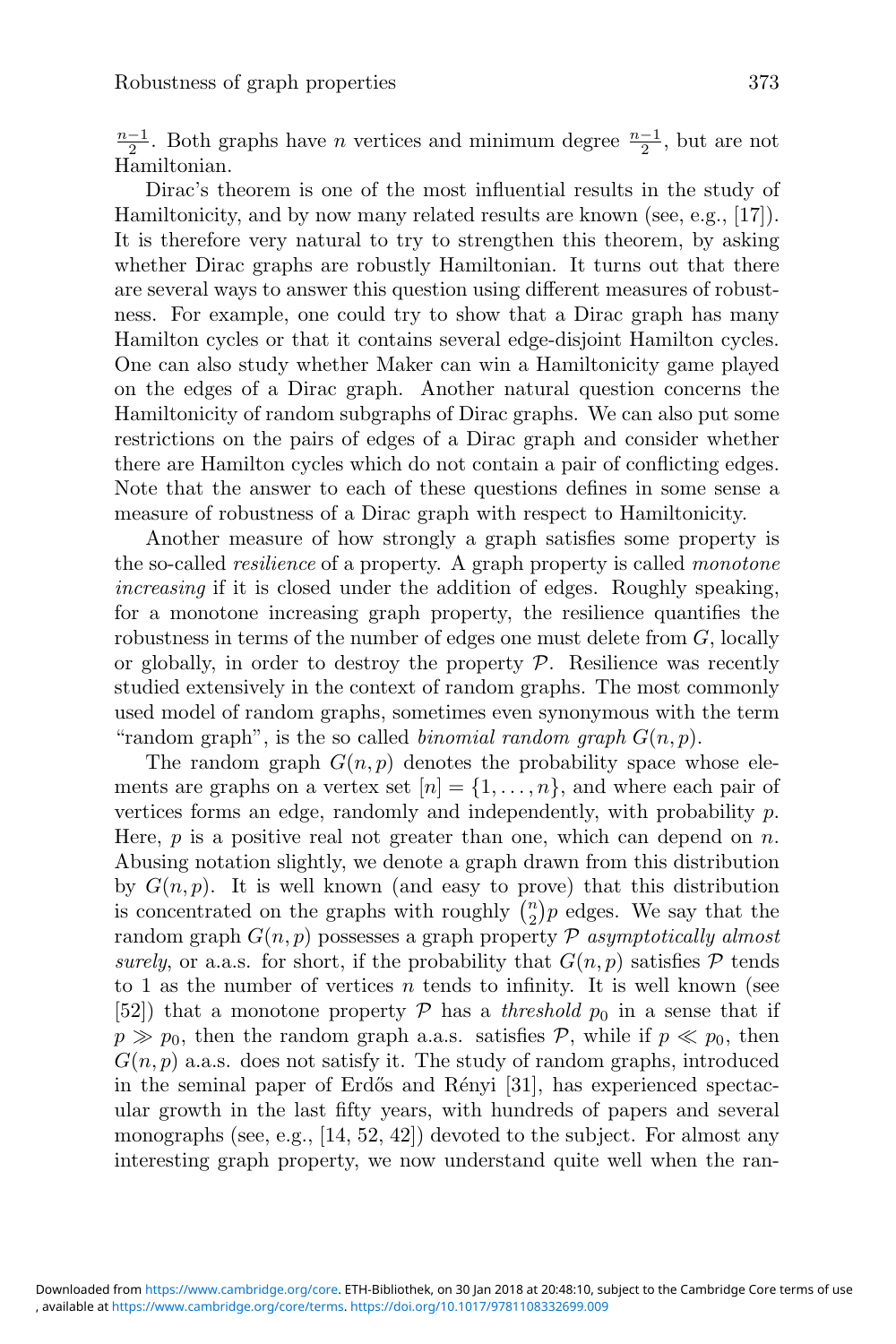$\frac{n-1}{2}$. Both graphs have $n$ vertices and minimum degree $\frac{n-1}{2}$, but are not Hamiltonian.

Dirac's theorem is one of the most influential results in the study of Hamiltonicity, and by now many related results are known (see, e.g., [17]). It is therefore very natural to try to strengthen this theorem, by asking whether Dirac graphs are robustly Hamiltonian. It turns out that there are several ways to answer this question using different measures of robustness. For example, one could try to show that a Dirac graph has many Hamilton cycles or that it contains several edge-disjoint Hamilton cycles. One can also study whether Maker can win a Hamiltonicity game played on the edges of a Dirac graph. Another natural question concerns the Hamiltonicity of random subgraphs of Dirac graphs. We can also put some restrictions on the pairs of edges of a Dirac graph and consider whether there are Hamilton cycles which do not contain a pair of conflicting edges. Note that the answer to each of these questions defines in some sense a measure of robustness of a Dirac graph with respect to Hamiltonicity.

Another measure of how strongly a graph satisfies some property is the so-called *resilience* of a property. A graph property is called *monotone increasing* if it is closed under the addition of edges. Roughly speaking, for a monotone increasing graph property, the resilience quantifies the robustness in terms of the number of edges one must delete from $G$, locally or globally, in order to destroy the property $\mathcal{P}$. Resilience was recently studied extensively in the context of random graphs. The most commonly used model of random graphs, sometimes even synonymous with the term "random graph", is the so called *binomial random graph* $G(n,p)$.

The random graph $G(n,p)$ denotes the probability space whose elements are graphs on a vertex set $[n] = \{1,\dots,n\}$, and where each pair of vertices forms an edge, randomly and independently, with probability $p$. Here, $p$ is a positive real not greater than one, which can depend on $n$. Abusing notation slightly, we denote a graph drawn from this distribution by $G(n,p)$. It is well known (and easy to prove) that this distribution is concentrated on the graphs with roughly $\binom{n}{2}p$ edges. We say that the random graph $G(n,p)$ possesses a graph property $\mathcal{P}$ *asymptotically almost surely*, or a.a.s. for short, if the probability that $G(n,p)$ satisfies $\mathcal{P}$ tends to 1 as the number of vertices $n$ tends to infinity. It is well known (see [52]) that a monotone property $\mathcal{P}$ has a *threshold* $p_0$ in a sense that if $p \gg p_0$, then the random graph a.a.s. satisfies $\mathcal{P}$, while if $p \ll p_0$, then $G(n,p)$ a.a.s. does not satisfy it. The study of random graphs, introduced in the seminal paper of Erdős and Rényi [31], has experienced spectacular growth in the last fifty years, with hundreds of papers and several monographs (see, e.g., [14, 52, 42]) devoted to the subject. For almost any interesting graph property, we now understand quite well when the ran-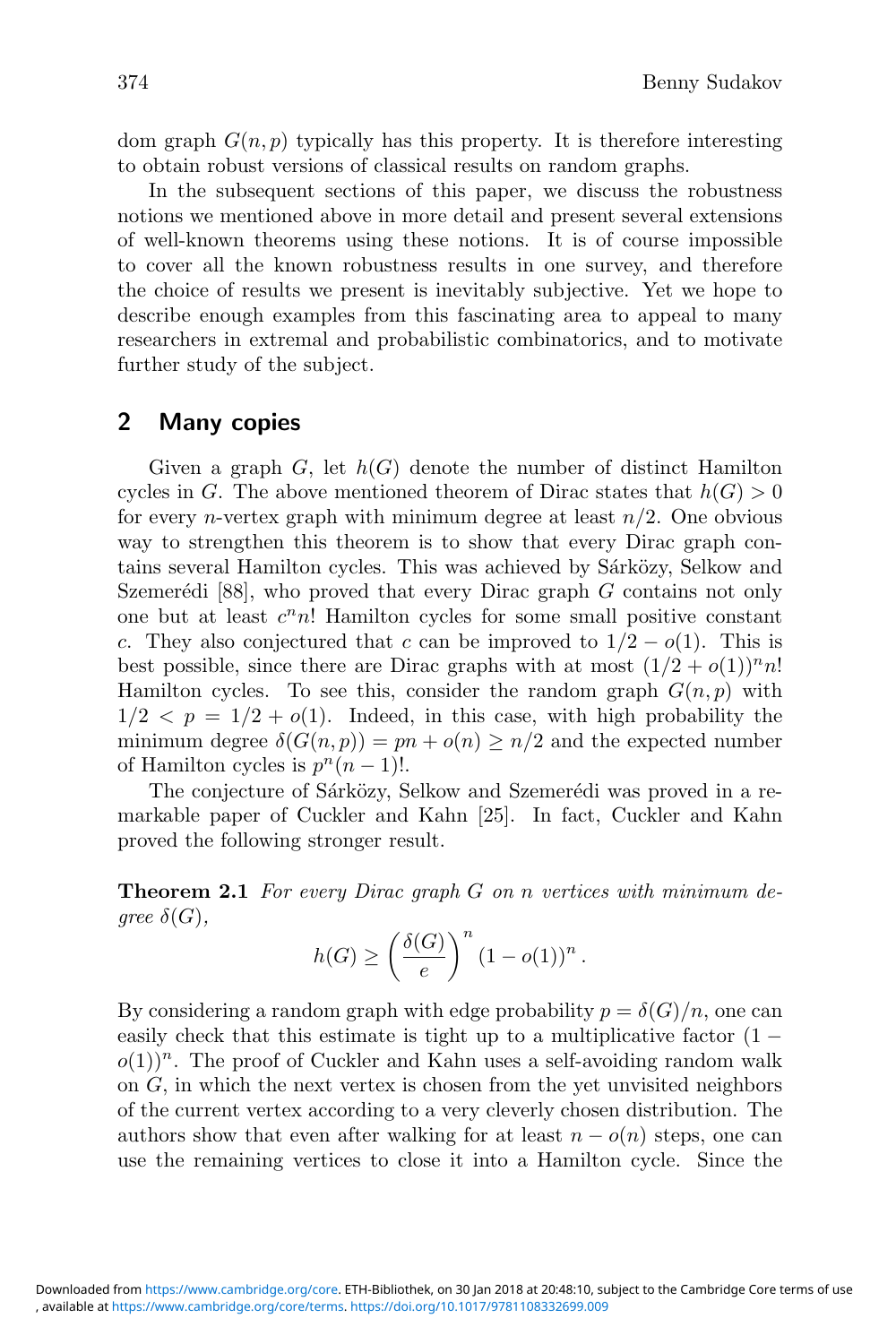dom graph $G(n,p)$ typically has this property. It is therefore interesting to obtain robust versions of classical results on random graphs.

In the subsequent sections of this paper, we discuss the robustness notions we mentioned above in more detail and present several extensions of well-known theorems using these notions. It is of course impossible to cover all the known robustness results in one survey, and therefore the choice of results we present is inevitably subjective. Yet we hope to describe enough examples from this fascinating area to appeal to many researchers in extremal and probabilistic combinatorics, and to motivate further study of the subject.

## 2 Many copies

Given a graph $G$, let $h(G)$ denote the number of distinct Hamilton cycles in $G$. The above mentioned theorem of Dirac states that $h(G) > 0$ for every $n$-vertex graph with minimum degree at least $n/2$. One obvious way to strengthen this theorem is to show that every Dirac graph contains several Hamilton cycles. This was achieved by Sárközy, Selkow and Szemerédi [88], who proved that every Dirac graph $G$ contains not only one but at least $c^n n!$ Hamilton cycles for some small positive constant $c$. They also conjectured that $c$ can be improved to $1/2 - o(1)$. This is best possible, since there are Dirac graphs with at most $(1/2 + o(1))^n n!$ Hamilton cycles. To see this, consider the random graph $G(n,p)$ with $1/2 < p = 1/2 + o(1)$. Indeed, in this case, with high probability the minimum degree $\delta(G(n,p)) = pn + o(n) \geq n/2$ and the expected number of Hamilton cycles is $p^n(n-1)!$.

The conjecture of Sárközy, Selkow and Szemerédi was proved in a remarkable paper of Cuckler and Kahn [25]. In fact, Cuckler and Kahn proved the following stronger result.

**Theorem 2.1** *For every Dirac graph $G$ on $n$ vertices with minimum degree $\delta(G)$,*

$$h(G) \geq \left(\frac{\delta(G)}{e}\right)^n (1 - o(1))^n .$$

By considering a random graph with edge probability $p = \delta(G)/n$, one can easily check that this estimate is tight up to a multiplicative factor $(1 - o(1))^n$. The proof of Cuckler and Kahn uses a self-avoiding random walk on $G$, in which the next vertex is chosen from the yet unvisited neighbors of the current vertex according to a very cleverly chosen distribution. The authors show that even after walking for at least $n - o(n)$ steps, one can use the remaining vertices to close it into a Hamilton cycle. Since the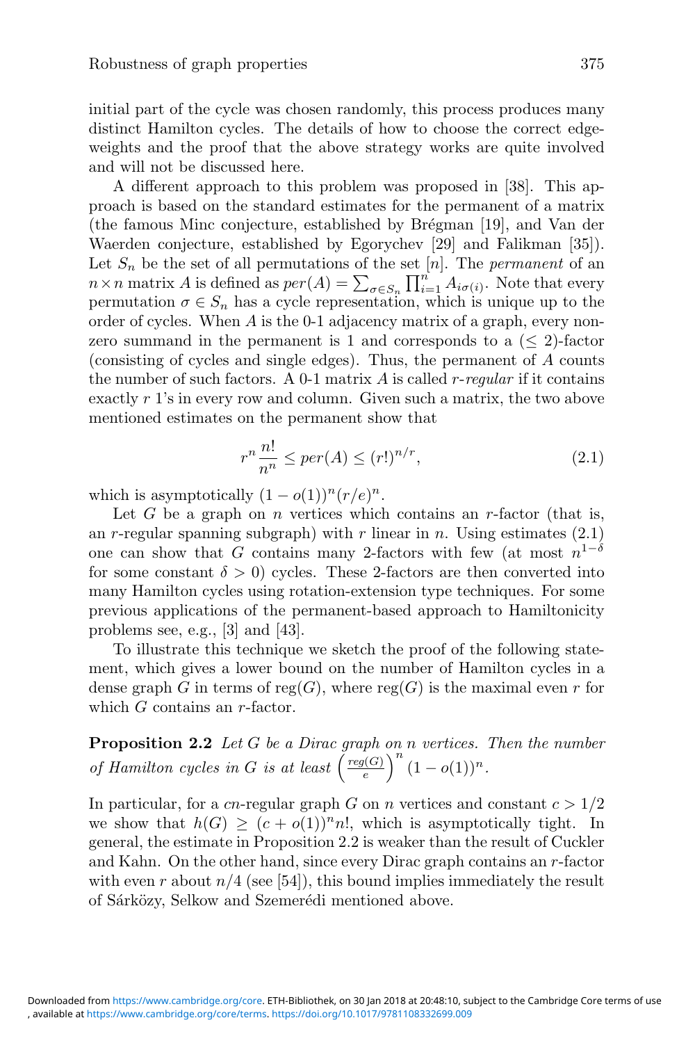initial part of the cycle was chosen randomly, this process produces many distinct Hamilton cycles. The details of how to choose the correct edge-weights and the proof that the above strategy works are quite involved and will not be discussed here.

A different approach to this problem was proposed in [38]. This approach is based on the standard estimates for the permanent of a matrix (the famous Minc conjecture, established by Brégman [19], and Van der Waerden conjecture, established by Egorychev [29] and Falikman [35]). Let $S_n$ be the set of all permutations of the set $[n]$. The *permanent* of an $n \times n$ matrix $A$ is defined as $per(A) = \sum_{\sigma \in S_n} \prod_{i=1}^{n} A_{i\sigma(i)}$. Note that every permutation $\sigma \in S_n$ has a cycle representation, which is unique up to the order of cycles. When $A$ is the 0-1 adjacency matrix of a graph, every non-zero summand in the permanent is 1 and corresponds to a $(\leq 2)$-factor (consisting of cycles and single edges). Thus, the permanent of $A$ counts the number of such factors. A 0-1 matrix $A$ is called *$r$-regular* if it contains exactly $r$ 1's in every row and column. Given such a matrix, the two above mentioned estimates on the permanent show that

$$r^n \frac{n!}{n^n} \leq per(A) \leq (r!)^{n/r}, \tag{2.1}$$

which is asymptotically $(1 - o(1))^n (r/e)^n$.

Let $G$ be a graph on $n$ vertices which contains an $r$-factor (that is, an $r$-regular spanning subgraph) with $r$ linear in $n$. Using estimates (2.1) one can show that $G$ contains many 2-factors with few (at most $n^{1-\delta}$ for some constant $\delta > 0$) cycles. These 2-factors are then converted into many Hamilton cycles using rotation-extension type techniques. For some previous applications of the permanent-based approach to Hamiltonicity problems see, e.g., [3] and [43].

To illustrate this technique we sketch the proof of the following statement, which gives a lower bound on the number of Hamilton cycles in a dense graph $G$ in terms of $\text{reg}(G)$, where $\text{reg}(G)$ is the maximal even $r$ for which $G$ contains an $r$-factor.

**Proposition 2.2** *Let $G$ be a Dirac graph on $n$ vertices. Then the number of Hamilton cycles in $G$ is at least $\left(\frac{reg(G)}{e}\right)^n (1 - o(1))^n$.*

In particular, for a $cn$-regular graph $G$ on $n$ vertices and constant $c > 1/2$ we show that $h(G) \geq (c + o(1))^n n!$, which is asymptotically tight. In general, the estimate in Proposition 2.2 is weaker than the result of Cuckler and Kahn. On the other hand, since every Dirac graph contains an $r$-factor with even $r$ about $n/4$ (see [54]), this bound implies immediately the result of Sárközy, Selkow and Szemerédi mentioned above.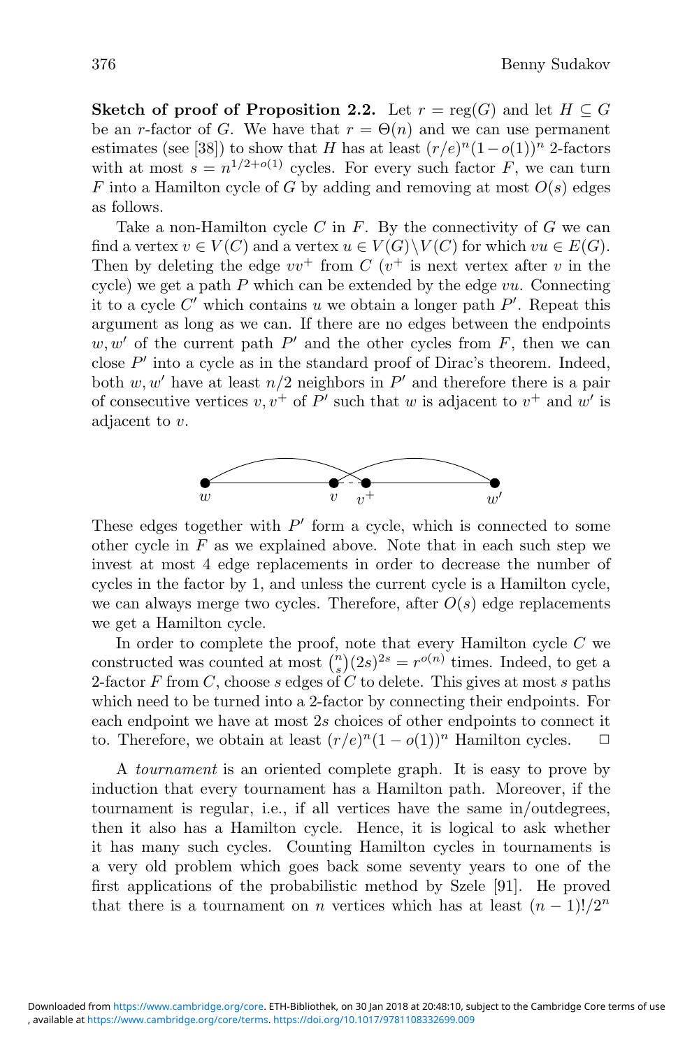**Sketch of proof of Proposition 2.2.** Let $r = \text{reg}(G)$ and let $H \subseteq G$ be an $r$-factor of $G$. We have that $r = \Theta(n)$ and we can use permanent estimates (see [38]) to show that $H$ has at least $(r/e)^n(1-o(1))^n$ 2-factors with at most $s = n^{1/2+o(1)}$ cycles. For every such factor $F$, we can turn $F$ into a Hamilton cycle of $G$ by adding and removing at most $O(s)$ edges as follows.

Take a non-Hamilton cycle $C$ in $F$. By the connectivity of $G$ we can find a vertex $v \in V(C)$ and a vertex $u \in V(G)\setminus V(C)$ for which $vu \in E(G)$. Then by deleting the edge $vv^+$ from $C$ ($v^+$ is next vertex after $v$ in the cycle) we get a path $P$ which can be extended by the edge $vu$. Connecting it to a cycle $C'$ which contains $u$ we obtain a longer path $P'$. Repeat this argument as long as we can. If there are no edges between the endpoints $w, w'$ of the current path $P'$ and the other cycles from $F$, then we can close $P'$ into a cycle as in the standard proof of Dirac's theorem. Indeed, both $w, w'$ have at least $n/2$ neighbors in $P'$ and therefore there is a pair of consecutive vertices $v, v^+$ of $P'$ such that $w$ is adjacent to $v^+$ and $w'$ is adjacent to $v$.

These edges together with $P'$ form a cycle, which is connected to some other cycle in $F$ as we explained above. Note that in each such step we invest at most 4 edge replacements in order to decrease the number of cycles in the factor by 1, and unless the current cycle is a Hamilton cycle, we can always merge two cycles. Therefore, after $O(s)$ edge replacements we get a Hamilton cycle.

In order to complete the proof, note that every Hamilton cycle $C$ we constructed was counted at most $\binom{n}{s}(2s)^{2s} = r^{o(n)}$ times. Indeed, to get a 2-factor $F$ from $C$, choose $s$ edges of $C$ to delete. This gives at most $s$ paths which need to be turned into a 2-factor by connecting their endpoints. For each endpoint we have at most $2s$ choices of other endpoints to connect it to. Therefore, we obtain at least $(r/e)^n(1-o(1))^n$ Hamilton cycles. □

A *tournament* is an oriented complete graph. It is easy to prove by induction that every tournament has a Hamilton path. Moreover, if the tournament is regular, i.e., if all vertices have the same in/outdegrees, then it also has a Hamilton cycle. Hence, it is logical to ask whether it has many such cycles. Counting Hamilton cycles in tournaments is a very old problem which goes back some seventy years to one of the first applications of the probabilistic method by Szele [91]. He proved that there is a tournament on $n$ vertices which has at least $(n-1)!/2^n$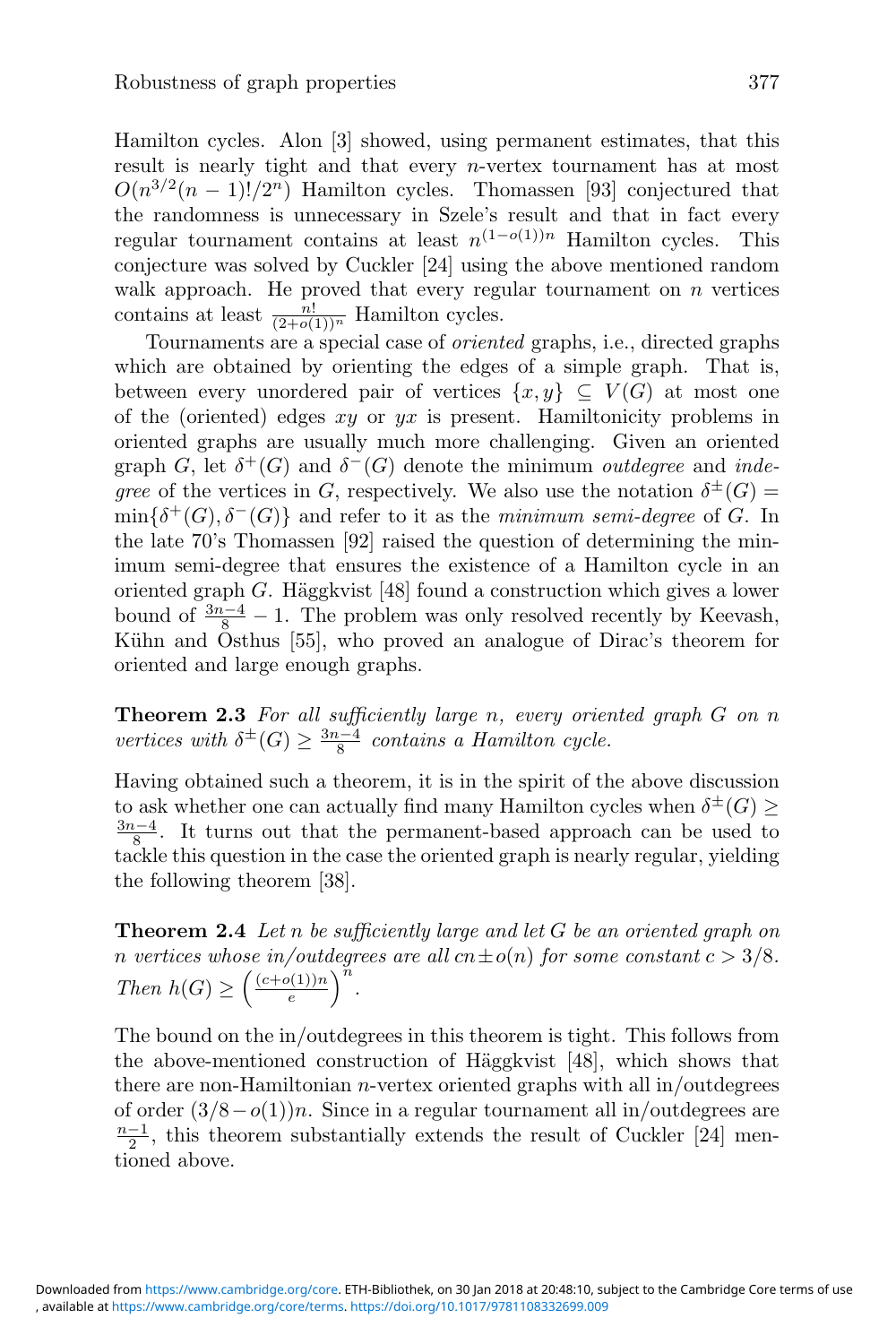Hamilton cycles. Alon [3] showed, using permanent estimates, that this result is nearly tight and that every $n$-vertex tournament has at most $O(n^{3/2}(n-1)!/2^n)$ Hamilton cycles. Thomassen [93] conjectured that the randomness is unnecessary in Szele's result and that in fact every regular tournament contains at least $n^{(1-o(1))n}$ Hamilton cycles. This conjecture was solved by Cuckler [24] using the above mentioned random walk approach. He proved that every regular tournament on $n$ vertices contains at least $\frac{n!}{(2+o(1))^n}$ Hamilton cycles.

Tournaments are a special case of *oriented* graphs, i.e., directed graphs which are obtained by orienting the edges of a simple graph. That is, between every unordered pair of vertices $\{x, y\} \subseteq V(G)$ at most one of the (oriented) edges $xy$ or $yx$ is present. Hamiltonicity problems in oriented graphs are usually much more challenging. Given an oriented graph $G$, let $\delta^+(G)$ and $\delta^-(G)$ denote the minimum *outdegree* and *indegree* of the vertices in $G$, respectively. We also use the notation $\delta^{\pm}(G) = \min\{\delta^+(G), \delta^-(G)\}$ and refer to it as the *minimum semi-degree* of $G$. In the late 70's Thomassen [92] raised the question of determining the minimum semi-degree that ensures the existence of a Hamilton cycle in an oriented graph $G$. Häggkvist [48] found a construction which gives a lower bound of $\frac{3n-4}{8} - 1$. The problem was only resolved recently by Keevash, Kühn and Osthus [55], who proved an analogue of Dirac's theorem for oriented and large enough graphs.

**Theorem 2.3** *For all sufficiently large $n$, every oriented graph $G$ on $n$ vertices with $\delta^{\pm}(G) \geq \frac{3n-4}{8}$ contains a Hamilton cycle.*

Having obtained such a theorem, it is in the spirit of the above discussion to ask whether one can actually find many Hamilton cycles when $\delta^{\pm}(G) \geq \frac{3n-4}{8}$. It turns out that the permanent-based approach can be used to tackle this question in the case the oriented graph is nearly regular, yielding the following theorem [38].

**Theorem 2.4** *Let $n$ be sufficiently large and let $G$ be an oriented graph on $n$ vertices whose in/outdegrees are all $cn \pm o(n)$ for some constant $c > 3/8$. Then $h(G) \geq \left(\frac{(c+o(1))n}{e}\right)^n$.*

The bound on the in/outdegrees in this theorem is tight. This follows from the above-mentioned construction of Häggkvist [48], which shows that there are non-Hamiltonian $n$-vertex oriented graphs with all in/outdegrees of order $(3/8 - o(1))n$. Since in a regular tournament all in/outdegrees are $\frac{n-1}{2}$, this theorem substantially extends the result of Cuckler [24] mentioned above.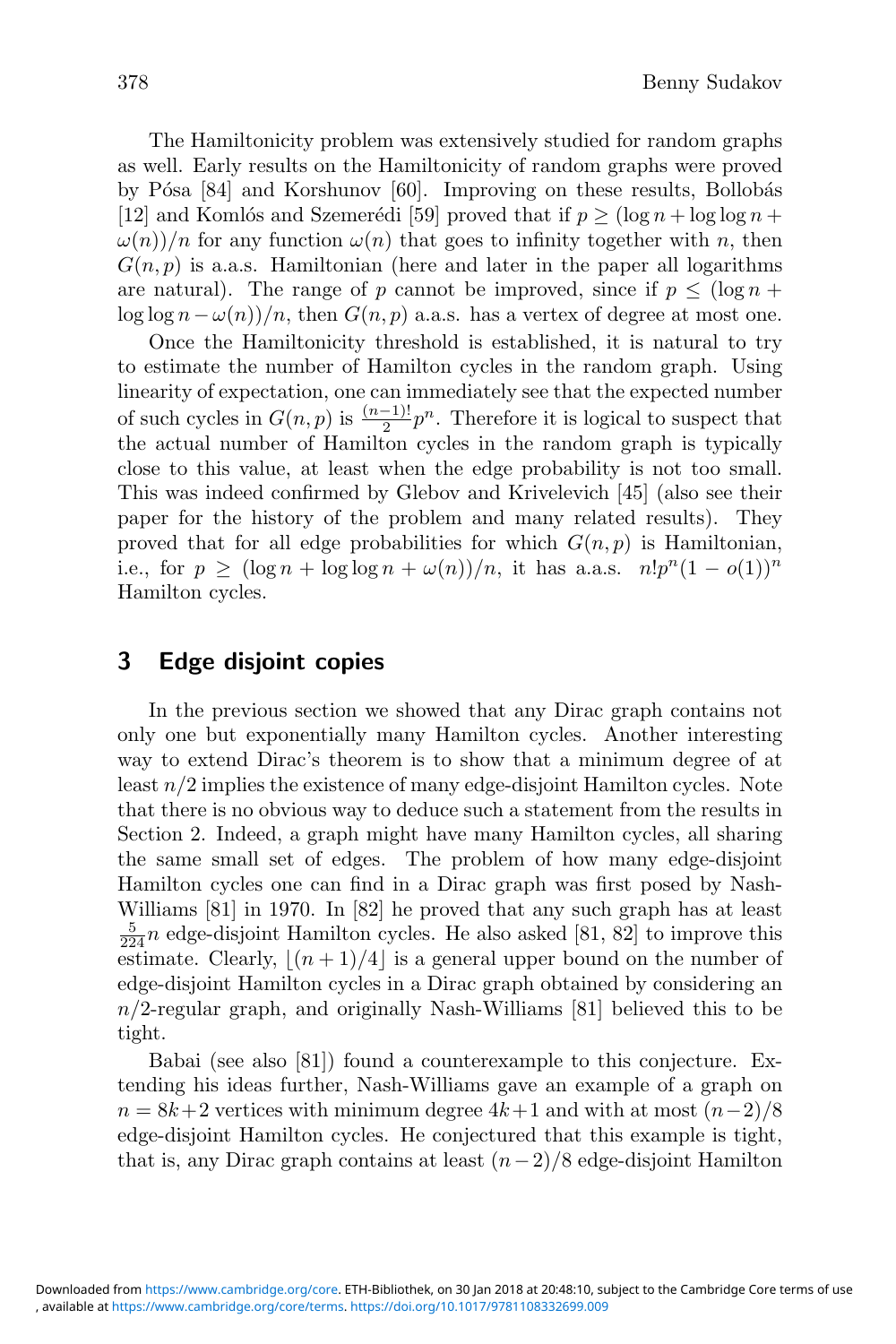The Hamiltonicity problem was extensively studied for random graphs as well. Early results on the Hamiltonicity of random graphs were proved by Pósa [84] and Korshunov [60]. Improving on these results, Bollobás [12] and Komlós and Szemerédi [59] proved that if $p \geq (\log n + \log\log n + \omega(n))/n$ for any function $\omega(n)$ that goes to infinity together with $n$, then $G(n,p)$ is a.a.s. Hamiltonian (here and later in the paper all logarithms are natural). The range of $p$ cannot be improved, since if $p \leq (\log n + \log\log n - \omega(n))/n$, then $G(n,p)$ a.a.s. has a vertex of degree at most one.

Once the Hamiltonicity threshold is established, it is natural to try to estimate the number of Hamilton cycles in the random graph. Using linearity of expectation, one can immediately see that the expected number of such cycles in $G(n,p)$ is $\frac{(n-1)!}{2}p^n$. Therefore it is logical to suspect that the actual number of Hamilton cycles in the random graph is typically close to this value, at least when the edge probability is not too small. This was indeed confirmed by Glebov and Krivelevich [45] (also see their paper for the history of the problem and many related results). They proved that for all edge probabilities for which $G(n,p)$ is Hamiltonian, i.e., for $p \geq (\log n + \log\log n + \omega(n))/n$, it has a.a.s. $n!p^n(1-o(1))^n$ Hamilton cycles.

## 3 Edge disjoint copies

In the previous section we showed that any Dirac graph contains not only one but exponentially many Hamilton cycles. Another interesting way to extend Dirac's theorem is to show that a minimum degree of at least $n/2$ implies the existence of many edge-disjoint Hamilton cycles. Note that there is no obvious way to deduce such a statement from the results in Section 2. Indeed, a graph might have many Hamilton cycles, all sharing the same small set of edges. The problem of how many edge-disjoint Hamilton cycles one can find in a Dirac graph was first posed by Nash-Williams [81] in 1970. In [82] he proved that any such graph has at least $\frac{5}{224}n$ edge-disjoint Hamilton cycles. He also asked [81, 82] to improve this estimate. Clearly, $\lfloor (n+1)/4 \rfloor$ is a general upper bound on the number of edge-disjoint Hamilton cycles in a Dirac graph obtained by considering an $n/2$-regular graph, and originally Nash-Williams [81] believed this to be tight.

Babai (see also [81]) found a counterexample to this conjecture. Extending his ideas further, Nash-Williams gave an example of a graph on $n = 8k+2$ vertices with minimum degree $4k+1$ and with at most $(n-2)/8$ edge-disjoint Hamilton cycles. He conjectured that this example is tight, that is, any Dirac graph contains at least $(n-2)/8$ edge-disjoint Hamilton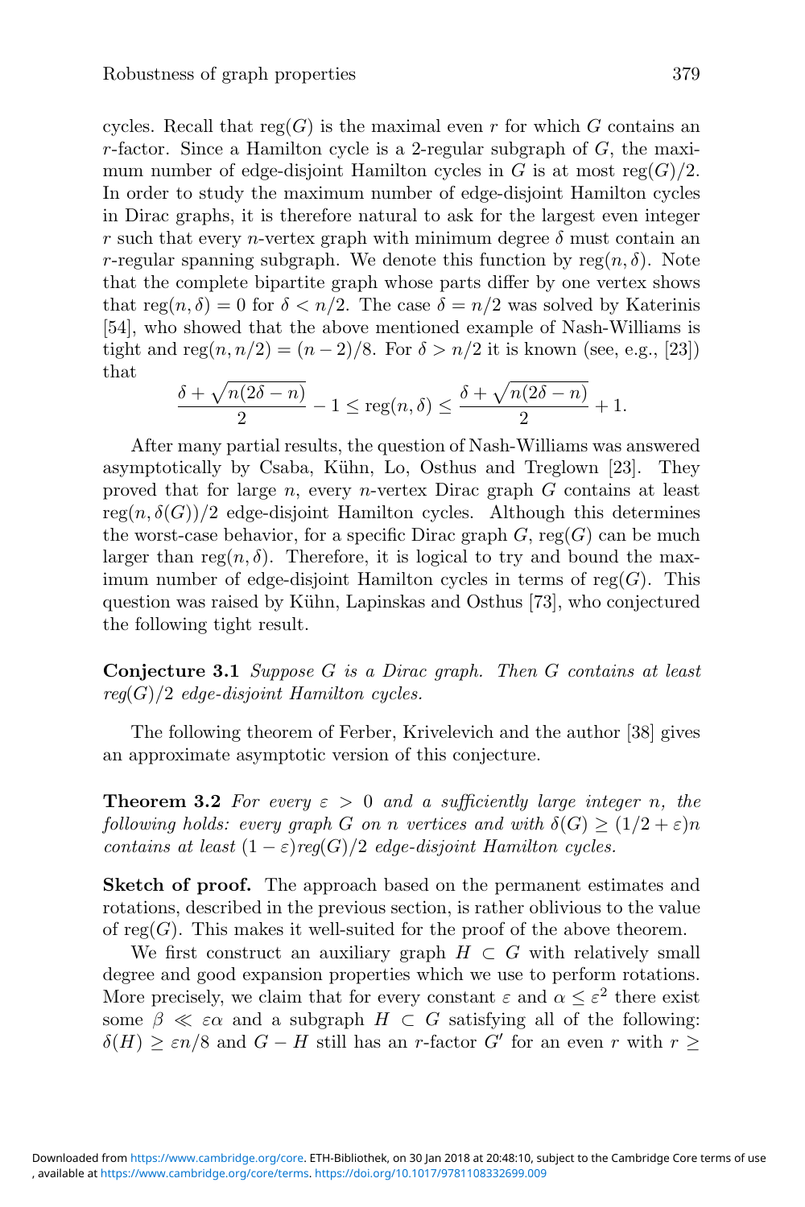cycles. Recall that $\mathrm{reg}(G)$ is the maximal even $r$ for which $G$ contains an $r$-factor. Since a Hamilton cycle is a 2-regular subgraph of $G$, the maximum number of edge-disjoint Hamilton cycles in $G$ is at most $\mathrm{reg}(G)/2$. In order to study the maximum number of edge-disjoint Hamilton cycles in Dirac graphs, it is therefore natural to ask for the largest even integer $r$ such that every $n$-vertex graph with minimum degree $\delta$ must contain an $r$-regular spanning subgraph. We denote this function by $\mathrm{reg}(n, \delta)$. Note that the complete bipartite graph whose parts differ by one vertex shows that $\mathrm{reg}(n, \delta) = 0$ for $\delta < n/2$. The case $\delta = n/2$ was solved by Katerinis [54], who showed that the above mentioned example of Nash-Williams is tight and $\mathrm{reg}(n, n/2) = (n-2)/8$. For $\delta > n/2$ it is known (see, e.g., [23]) that

$$\frac{\delta + \sqrt{n(2\delta - n)}}{2} - 1 \leq \mathrm{reg}(n, \delta) \leq \frac{\delta + \sqrt{n(2\delta - n)}}{2} + 1.$$

After many partial results, the question of Nash-Williams was answered asymptotically by Csaba, Kühn, Lo, Osthus and Treglown [23]. They proved that for large $n$, every $n$-vertex Dirac graph $G$ contains at least $\mathrm{reg}(n, \delta(G))/2$ edge-disjoint Hamilton cycles. Although this determines the worst-case behavior, for a specific Dirac graph $G$, $\mathrm{reg}(G)$ can be much larger than $\mathrm{reg}(n, \delta)$. Therefore, it is logical to try and bound the maximum number of edge-disjoint Hamilton cycles in terms of $\mathrm{reg}(G)$. This question was raised by Kühn, Lapinskas and Osthus [73], who conjectured the following tight result.

**Conjecture 3.1** *Suppose $G$ is a Dirac graph. Then $G$ contains at least $reg(G)/2$ edge-disjoint Hamilton cycles.*

The following theorem of Ferber, Krivelevich and the author [38] gives an approximate asymptotic version of this conjecture.

**Theorem 3.2** *For every $\varepsilon > 0$ and a sufficiently large integer $n$, the following holds: every graph $G$ on $n$ vertices and with $\delta(G) \geq (1/2 + \varepsilon)n$ contains at least $(1 - \varepsilon)reg(G)/2$ edge-disjoint Hamilton cycles.*

**Sketch of proof.** The approach based on the permanent estimates and rotations, described in the previous section, is rather oblivious to the value of $\mathrm{reg}(G)$. This makes it well-suited for the proof of the above theorem.

We first construct an auxiliary graph $H \subset G$ with relatively small degree and good expansion properties which we use to perform rotations. More precisely, we claim that for every constant $\varepsilon$ and $\alpha \leq \varepsilon^2$ there exist some $\beta \ll \varepsilon\alpha$ and a subgraph $H \subset G$ satisfying all of the following: $\delta(H) \geq \varepsilon n/8$ and $G - H$ still has an $r$-factor $G'$ for an even $r$ with $r \geq$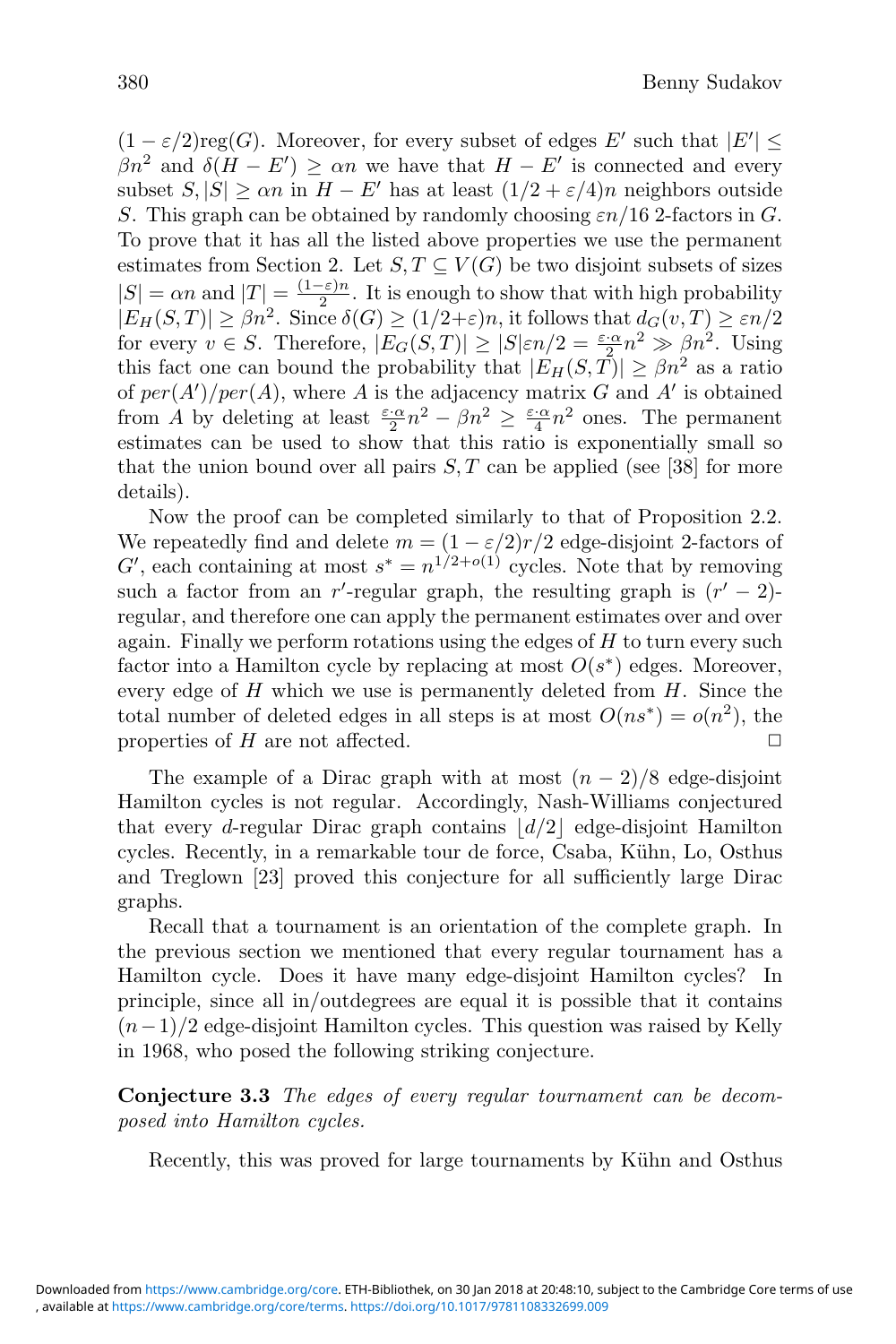$(1 - \varepsilon/2)\text{reg}(G)$. Moreover, for every subset of edges $E'$ such that $|E'| \leq \beta n^2$ and $\delta(H - E') \geq \alpha n$ we have that $H - E'$ is connected and every subset $S, |S| \geq \alpha n$ in $H - E'$ has at least $(1/2 + \varepsilon/4)n$ neighbors outside $S$. This graph can be obtained by randomly choosing $\varepsilon n/16$ 2-factors in $G$. To prove that it has all the listed above properties we use the permanent estimates from Section 2. Let $S, T \subseteq V(G)$ be two disjoint subsets of sizes $|S| = \alpha n$ and $|T| = \frac{(1-\varepsilon)n}{2}$. It is enough to show that with high probability $|E_H(S,T)| \geq \beta n^2$. Since $\delta(G) \geq (1/2+\varepsilon)n$, it follows that $d_G(v,T) \geq \varepsilon n/2$ for every $v \in S$. Therefore, $|E_G(S,T)| \geq |S|\varepsilon n/2 = \frac{\varepsilon \cdot \alpha}{2} n^2 \gg \beta n^2$. Using this fact one can bound the probability that $|E_H(S,T)| \geq \beta n^2$ as a ratio of $per(A')/per(A)$, where $A$ is the adjacency matrix $G$ and $A'$ is obtained from $A$ by deleting at least $\frac{\varepsilon \cdot \alpha}{2} n^2 - \beta n^2 \geq \frac{\varepsilon \cdot \alpha}{4} n^2$ ones. The permanent estimates can be used to show that this ratio is exponentially small so that the union bound over all pairs $S, T$ can be applied (see [38] for more details).

Now the proof can be completed similarly to that of Proposition 2.2. We repeatedly find and delete $m = (1 - \varepsilon/2)r/2$ edge-disjoint 2-factors of $G'$, each containing at most $s^* = n^{1/2+o(1)}$ cycles. Note that by removing such a factor from an $r'$-regular graph, the resulting graph is $(r' - 2)$-regular, and therefore one can apply the permanent estimates over and over again. Finally we perform rotations using the edges of $H$ to turn every such factor into a Hamilton cycle by replacing at most $O(s^*)$ edges. Moreover, every edge of $H$ which we use is permanently deleted from $H$. Since the total number of deleted edges in all steps is at most $O(ns^*) = o(n^2)$, the properties of $H$ are not affected. □

The example of a Dirac graph with at most $(n - 2)/8$ edge-disjoint Hamilton cycles is not regular. Accordingly, Nash-Williams conjectured that every $d$-regular Dirac graph contains $\lfloor d/2 \rfloor$ edge-disjoint Hamilton cycles. Recently, in a remarkable tour de force, Csaba, Kühn, Lo, Osthus and Treglown [23] proved this conjecture for all sufficiently large Dirac graphs.

Recall that a tournament is an orientation of the complete graph. In the previous section we mentioned that every regular tournament has a Hamilton cycle. Does it have many edge-disjoint Hamilton cycles? In principle, since all in/outdegrees are equal it is possible that it contains $(n-1)/2$ edge-disjoint Hamilton cycles. This question was raised by Kelly in 1968, who posed the following striking conjecture.

**Conjecture 3.3** *The edges of every regular tournament can be decomposed into Hamilton cycles.*

Recently, this was proved for large tournaments by Kühn and Osthus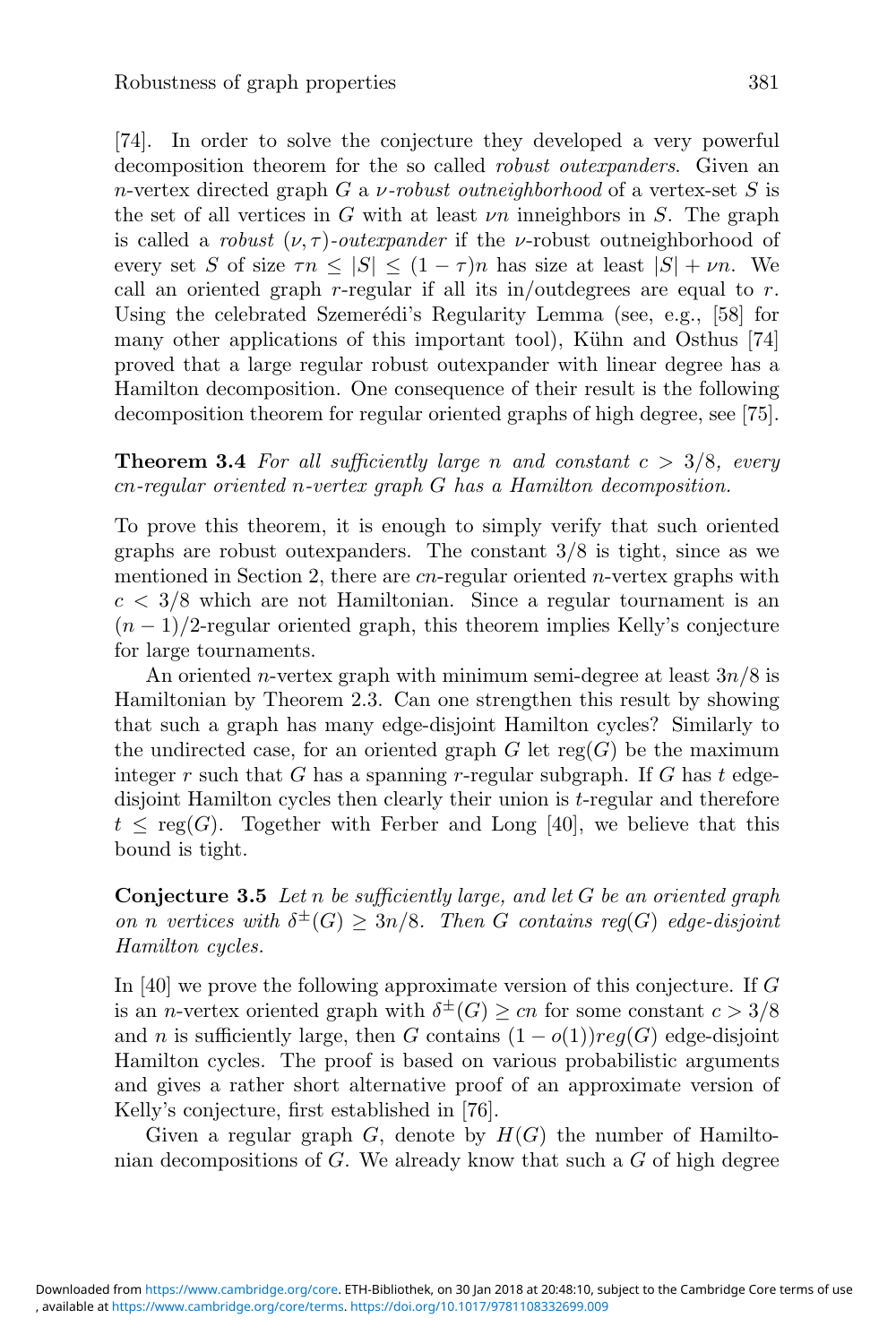[74]. In order to solve the conjecture they developed a very powerful decomposition theorem for the so called *robust outexpanders*. Given an $n$-vertex directed graph $G$ a $\nu$*-robust outneighborhood* of a vertex-set $S$ is the set of all vertices in $G$ with at least $\nu n$ inneighbors in $S$. The graph is called a *robust* $(\nu, \tau)$*-outexpander* if the $\nu$-robust outneighborhood of every set $S$ of size $\tau n \leq |S| \leq (1-\tau)n$ has size at least $|S| + \nu n$. We call an oriented graph $r$-regular if all its in/outdegrees are equal to $r$. Using the celebrated Szemerédi's Regularity Lemma (see, e.g., [58] for many other applications of this important tool), Kühn and Osthus [74] proved that a large regular robust outexpander with linear degree has a Hamilton decomposition. One consequence of their result is the following decomposition theorem for regular oriented graphs of high degree, see [75].

**Theorem 3.4** *For all sufficiently large $n$ and constant $c > 3/8$, every $cn$-regular oriented $n$-vertex graph $G$ has a Hamilton decomposition.*

To prove this theorem, it is enough to simply verify that such oriented graphs are robust outexpanders. The constant $3/8$ is tight, since as we mentioned in Section 2, there are $cn$-regular oriented $n$-vertex graphs with $c < 3/8$ which are not Hamiltonian. Since a regular tournament is an $(n-1)/2$-regular oriented graph, this theorem implies Kelly's conjecture for large tournaments.

An oriented $n$-vertex graph with minimum semi-degree at least $3n/8$ is Hamiltonian by Theorem 2.3. Can one strengthen this result by showing that such a graph has many edge-disjoint Hamilton cycles? Similarly to the undirected case, for an oriented graph $G$ let $\mathrm{reg}(G)$ be the maximum integer $r$ such that $G$ has a spanning $r$-regular subgraph. If $G$ has $t$ edge-disjoint Hamilton cycles then clearly their union is $t$-regular and therefore $t \leq \mathrm{reg}(G)$. Together with Ferber and Long [40], we believe that this bound is tight.

**Conjecture 3.5** *Let $n$ be sufficiently large, and let $G$ be an oriented graph on $n$ vertices with $\delta^{\pm}(G) \geq 3n/8$. Then $G$ contains $reg(G)$ edge-disjoint Hamilton cycles.*

In [40] we prove the following approximate version of this conjecture. If $G$ is an $n$-vertex oriented graph with $\delta^{\pm}(G) \geq cn$ for some constant $c > 3/8$ and $n$ is sufficiently large, then $G$ contains $(1 - o(1))reg(G)$ edge-disjoint Hamilton cycles. The proof is based on various probabilistic arguments and gives a rather short alternative proof of an approximate version of Kelly's conjecture, first established in [76].

Given a regular graph $G$, denote by $H(G)$ the number of Hamiltonian decompositions of $G$. We already know that such a $G$ of high degree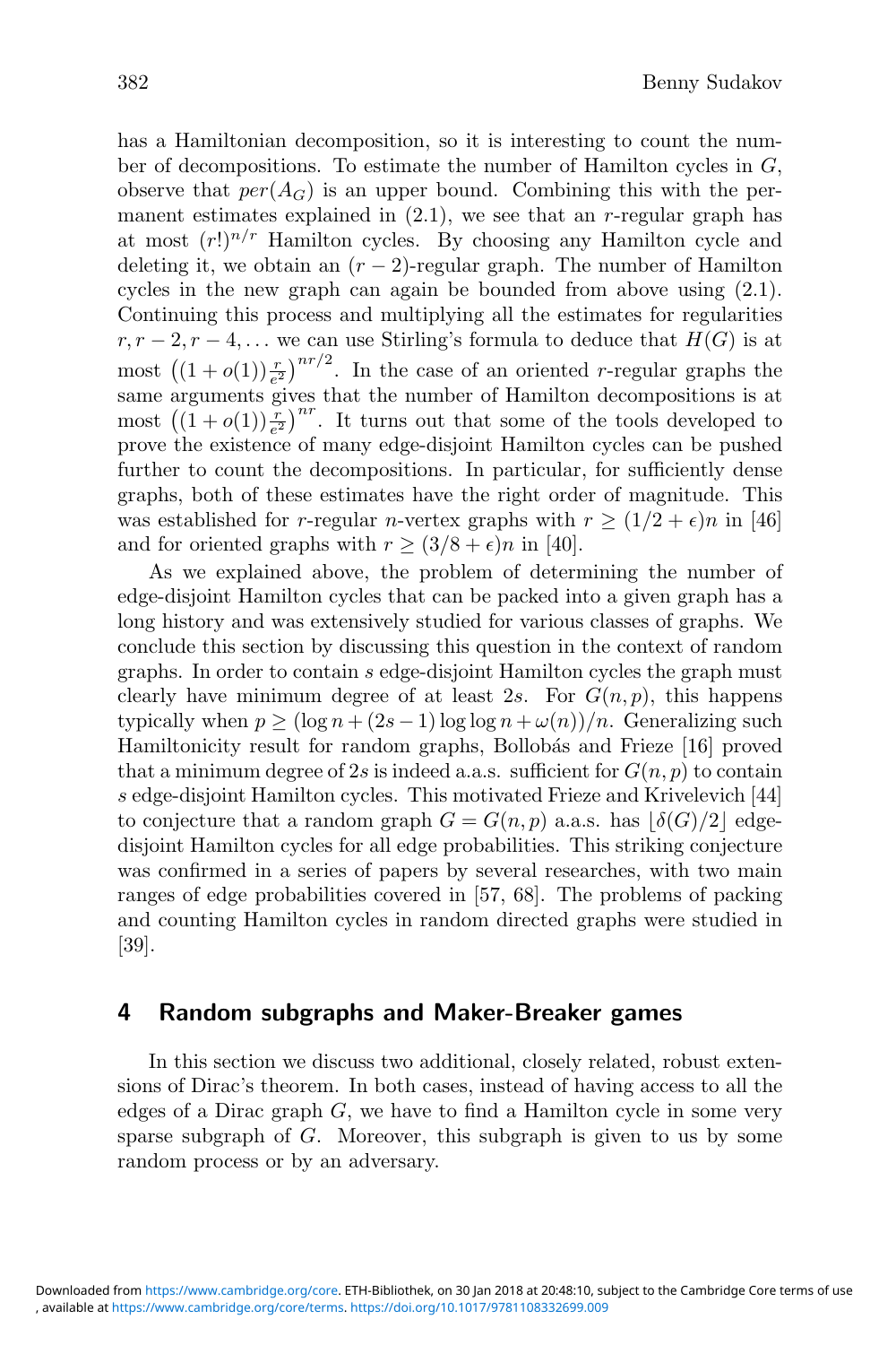has a Hamiltonian decomposition, so it is interesting to count the number of decompositions. To estimate the number of Hamilton cycles in $G$, observe that $per(A_G)$ is an upper bound. Combining this with the permanent estimates explained in (2.1), we see that an $r$-regular graph has at most $(r!)^{n/r}$ Hamilton cycles. By choosing any Hamilton cycle and deleting it, we obtain an $(r-2)$-regular graph. The number of Hamilton cycles in the new graph can again be bounded from above using (2.1). Continuing this process and multiplying all the estimates for regularities $r, r-2, r-4, \ldots$ we can use Stirling's formula to deduce that $H(G)$ is at most $\left((1+o(1))\frac{r}{e^2}\right)^{nr/2}$. In the case of an oriented $r$-regular graphs the same arguments gives that the number of Hamilton decompositions is at most $\left((1+o(1))\frac{r}{e^2}\right)^{nr}$. It turns out that some of the tools developed to prove the existence of many edge-disjoint Hamilton cycles can be pushed further to count the decompositions. In particular, for sufficiently dense graphs, both of these estimates have the right order of magnitude. This was established for $r$-regular $n$-vertex graphs with $r \geq (1/2+\epsilon)n$ in [46] and for oriented graphs with $r \geq (3/8+\epsilon)n$ in [40].

As we explained above, the problem of determining the number of edge-disjoint Hamilton cycles that can be packed into a given graph has a long history and was extensively studied for various classes of graphs. We conclude this section by discussing this question in the context of random graphs. In order to contain $s$ edge-disjoint Hamilton cycles the graph must clearly have minimum degree of at least $2s$. For $G(n,p)$, this happens typically when $p \geq (\log n + (2s-1)\log\log n + \omega(n))/n$. Generalizing such Hamiltonicity result for random graphs, Bollobás and Frieze [16] proved that a minimum degree of $2s$ is indeed a.a.s. sufficient for $G(n,p)$ to contain $s$ edge-disjoint Hamilton cycles. This motivated Frieze and Krivelevich [44] to conjecture that a random graph $G = G(n,p)$ a.a.s. has $\lfloor \delta(G)/2 \rfloor$ edge-disjoint Hamilton cycles for all edge probabilities. This striking conjecture was confirmed in a series of papers by several researches, with two main ranges of edge probabilities covered in [57, 68]. The problems of packing and counting Hamilton cycles in random directed graphs were studied in [39].

## 4 Random subgraphs and Maker-Breaker games

In this section we discuss two additional, closely related, robust extensions of Dirac's theorem. In both cases, instead of having access to all the edges of a Dirac graph $G$, we have to find a Hamilton cycle in some very sparse subgraph of $G$. Moreover, this subgraph is given to us by some random process or by an adversary.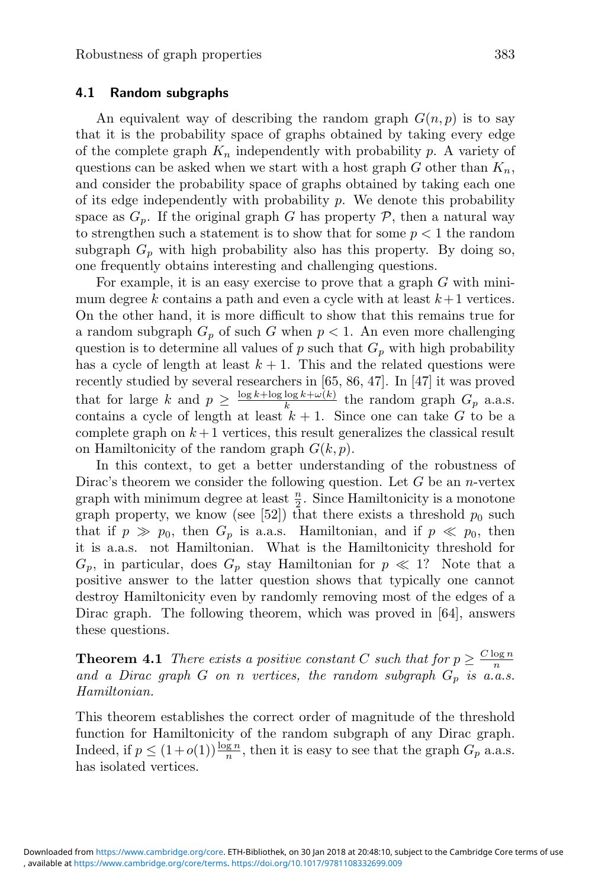### 4.1 Random subgraphs

An equivalent way of describing the random graph $G(n, p)$ is to say that it is the probability space of graphs obtained by taking every edge of the complete graph $K_n$ independently with probability $p$. A variety of questions can be asked when we start with a host graph $G$ other than $K_n$, and consider the probability space of graphs obtained by taking each one of its edge independently with probability $p$. We denote this probability space as $G_p$. If the original graph $G$ has property $\mathcal{P}$, then a natural way to strengthen such a statement is to show that for some $p < 1$ the random subgraph $G_p$ with high probability also has this property. By doing so, one frequently obtains interesting and challenging questions.

For example, it is an easy exercise to prove that a graph $G$ with minimum degree $k$ contains a path and even a cycle with at least $k+1$ vertices. On the other hand, it is more difficult to show that this remains true for a random subgraph $G_p$ of such $G$ when $p < 1$. An even more challenging question is to determine all values of $p$ such that $G_p$ with high probability has a cycle of length at least $k + 1$. This and the related questions were recently studied by several researchers in [65, 86, 47]. In [47] it was proved that for large $k$ and $p \geq \frac{\log k + \log \log k + \omega(k)}{k}$ the random graph $G_p$ a.a.s. contains a cycle of length at least $k + 1$. Since one can take $G$ to be a complete graph on $k+1$ vertices, this result generalizes the classical result on Hamiltonicity of the random graph $G(k, p)$.

In this context, to get a better understanding of the robustness of Dirac's theorem we consider the following question. Let $G$ be an $n$-vertex graph with minimum degree at least $\frac{n}{2}$. Since Hamiltonicity is a monotone graph property, we know (see [52]) that there exists a threshold $p_0$ such that if $p \gg p_0$, then $G_p$ is a.a.s. Hamiltonian, and if $p \ll p_0$, then it is a.a.s. not Hamiltonian. What is the Hamiltonicity threshold for $G_p$, in particular, does $G_p$ stay Hamiltonian for $p \ll 1$? Note that a positive answer to the latter question shows that typically one cannot destroy Hamiltonicity even by randomly removing most of the edges of a Dirac graph. The following theorem, which was proved in [64], answers these questions.

**Theorem 4.1** *There exists a positive constant $C$ such that for $p \geq \frac{C \log n}{n}$ and a Dirac graph $G$ on $n$ vertices, the random subgraph $G_p$ is a.a.s. Hamiltonian.*

This theorem establishes the correct order of magnitude of the threshold function for Hamiltonicity of the random subgraph of any Dirac graph. Indeed, if $p \leq (1+o(1))\frac{\log n}{n}$, then it is easy to see that the graph $G_p$ a.a.s. has isolated vertices.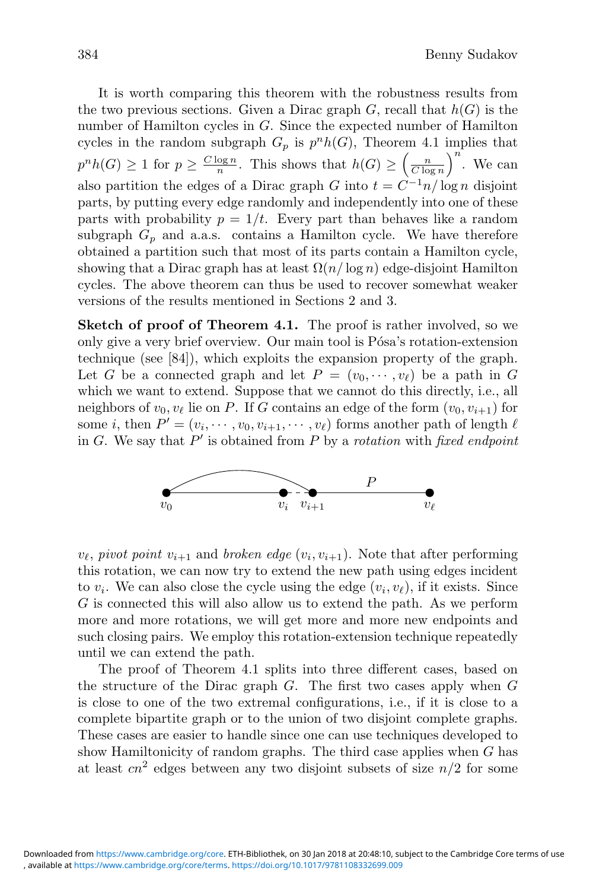It is worth comparing this theorem with the robustness results from the two previous sections. Given a Dirac graph $G$, recall that $h(G)$ is the number of Hamilton cycles in $G$. Since the expected number of Hamilton cycles in the random subgraph $G_p$ is $p^n h(G)$, Theorem 4.1 implies that $p^n h(G) \geq 1$ for $p \geq \frac{C \log n}{n}$. This shows that $h(G) \geq \left(\frac{n}{C \log n}\right)^n$. We can also partition the edges of a Dirac graph $G$ into $t = C^{-1}n/\log n$ disjoint parts, by putting every edge randomly and independently into one of these parts with probability $p = 1/t$. Every part than behaves like a random subgraph $G_p$ and a.a.s. contains a Hamilton cycle. We have therefore obtained a partition such that most of its parts contain a Hamilton cycle, showing that a Dirac graph has at least $\Omega(n/\log n)$ edge-disjoint Hamilton cycles. The above theorem can thus be used to recover somewhat weaker versions of the results mentioned in Sections 2 and 3.

**Sketch of proof of Theorem 4.1.** The proof is rather involved, so we only give a very brief overview. Our main tool is Pósa's rotation-extension technique (see [84]), which exploits the expansion property of the graph. Let $G$ be a connected graph and let $P = (v_0, \cdots, v_\ell)$ be a path in $G$ which we want to extend. Suppose that we cannot do this directly, i.e., all neighbors of $v_0, v_\ell$ lie on $P$. If $G$ contains an edge of the form $(v_0, v_{i+1})$ for some $i$, then $P' = (v_i, \cdots, v_0, v_{i+1}, \cdots, v_\ell)$ forms another path of length $\ell$ in $G$. We say that $P'$ is obtained from $P$ by a *rotation* with *fixed endpoint* $v_\ell$, *pivot point* $v_{i+1}$ and *broken edge* $(v_i, v_{i+1})$. Note that after performing this rotation, we can now try to extend the new path using edges incident to $v_i$. We can also close the cycle using the edge $(v_i, v_\ell)$, if it exists. Since $G$ is connected this will also allow us to extend the path. As we perform more and more rotations, we will get more and more new endpoints and such closing pairs. We employ this rotation-extension technique repeatedly until we can extend the path.

The proof of Theorem 4.1 splits into three different cases, based on the structure of the Dirac graph $G$. The first two cases apply when $G$ is close to one of the two extremal configurations, i.e., if it is close to a complete bipartite graph or to the union of two disjoint complete graphs. These cases are easier to handle since one can use techniques developed to show Hamiltonicity of random graphs. The third case applies when $G$ has at least $cn^2$ edges between any two disjoint subsets of size $n/2$ for some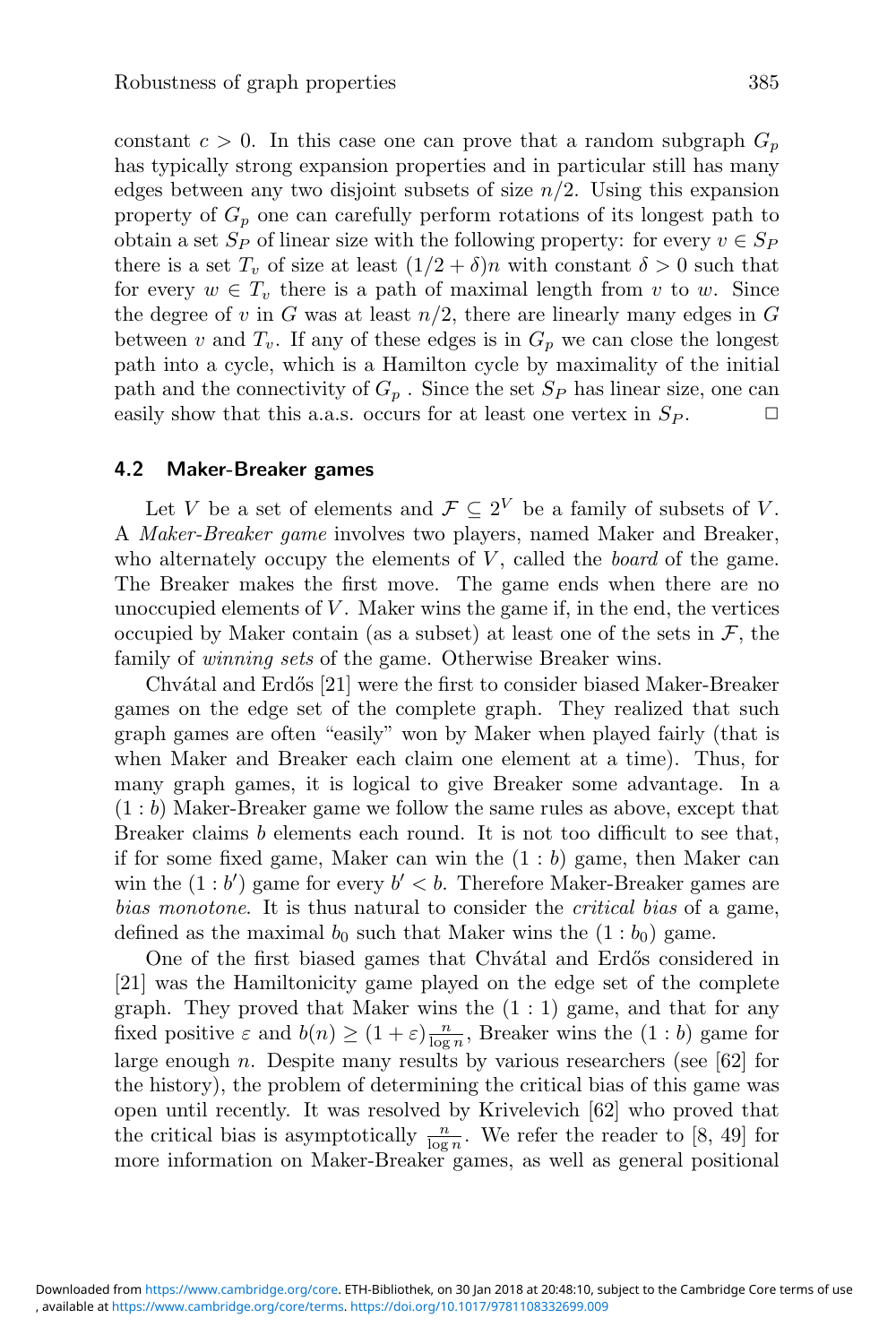constant $c > 0$. In this case one can prove that a random subgraph $G_p$ has typically strong expansion properties and in particular still has many edges between any two disjoint subsets of size $n/2$. Using this expansion property of $G_p$ one can carefully perform rotations of its longest path to obtain a set $S_P$ of linear size with the following property: for every $v \in S_P$ there is a set $T_v$ of size at least $(1/2 + \delta)n$ with constant $\delta > 0$ such that for every $w \in T_v$ there is a path of maximal length from $v$ to $w$. Since the degree of $v$ in $G$ was at least $n/2$, there are linearly many edges in $G$ between $v$ and $T_v$. If any of these edges is in $G_p$ we can close the longest path into a cycle, which is a Hamilton cycle by maximality of the initial path and the connectivity of $G_p$ . Since the set $S_P$ has linear size, one can easily show that this a.a.s. occurs for at least one vertex in $S_P$. □

### 4.2 Maker-Breaker games

Let $V$ be a set of elements and $\mathcal{F} \subseteq 2^V$ be a family of subsets of $V$. A *Maker-Breaker game* involves two players, named Maker and Breaker, who alternately occupy the elements of $V$, called the *board* of the game. The Breaker makes the first move. The game ends when there are no unoccupied elements of $V$. Maker wins the game if, in the end, the vertices occupied by Maker contain (as a subset) at least one of the sets in $\mathcal{F}$, the family of *winning sets* of the game. Otherwise Breaker wins.

Chvátal and Erdős [21] were the first to consider biased Maker-Breaker games on the edge set of the complete graph. They realized that such graph games are often "easily" won by Maker when played fairly (that is when Maker and Breaker each claim one element at a time). Thus, for many graph games, it is logical to give Breaker some advantage. In a $(1 : b)$ Maker-Breaker game we follow the same rules as above, except that Breaker claims $b$ elements each round. It is not too difficult to see that, if for some fixed game, Maker can win the $(1 : b)$ game, then Maker can win the $(1 : b')$ game for every $b' < b$. Therefore Maker-Breaker games are *bias monotone*. It is thus natural to consider the *critical bias* of a game, defined as the maximal $b_0$ such that Maker wins the $(1 : b_0)$ game.

One of the first biased games that Chvátal and Erdős considered in [21] was the Hamiltonicity game played on the edge set of the complete graph. They proved that Maker wins the $(1 : 1)$ game, and that for any fixed positive $\varepsilon$ and $b(n) \geq (1+\varepsilon)\frac{n}{\log n}$, Breaker wins the $(1 : b)$ game for large enough $n$. Despite many results by various researchers (see [62] for the history), the problem of determining the critical bias of this game was open until recently. It was resolved by Krivelevich [62] who proved that the critical bias is asymptotically $\frac{n}{\log n}$. We refer the reader to [8, 49] for more information on Maker-Breaker games, as well as general positional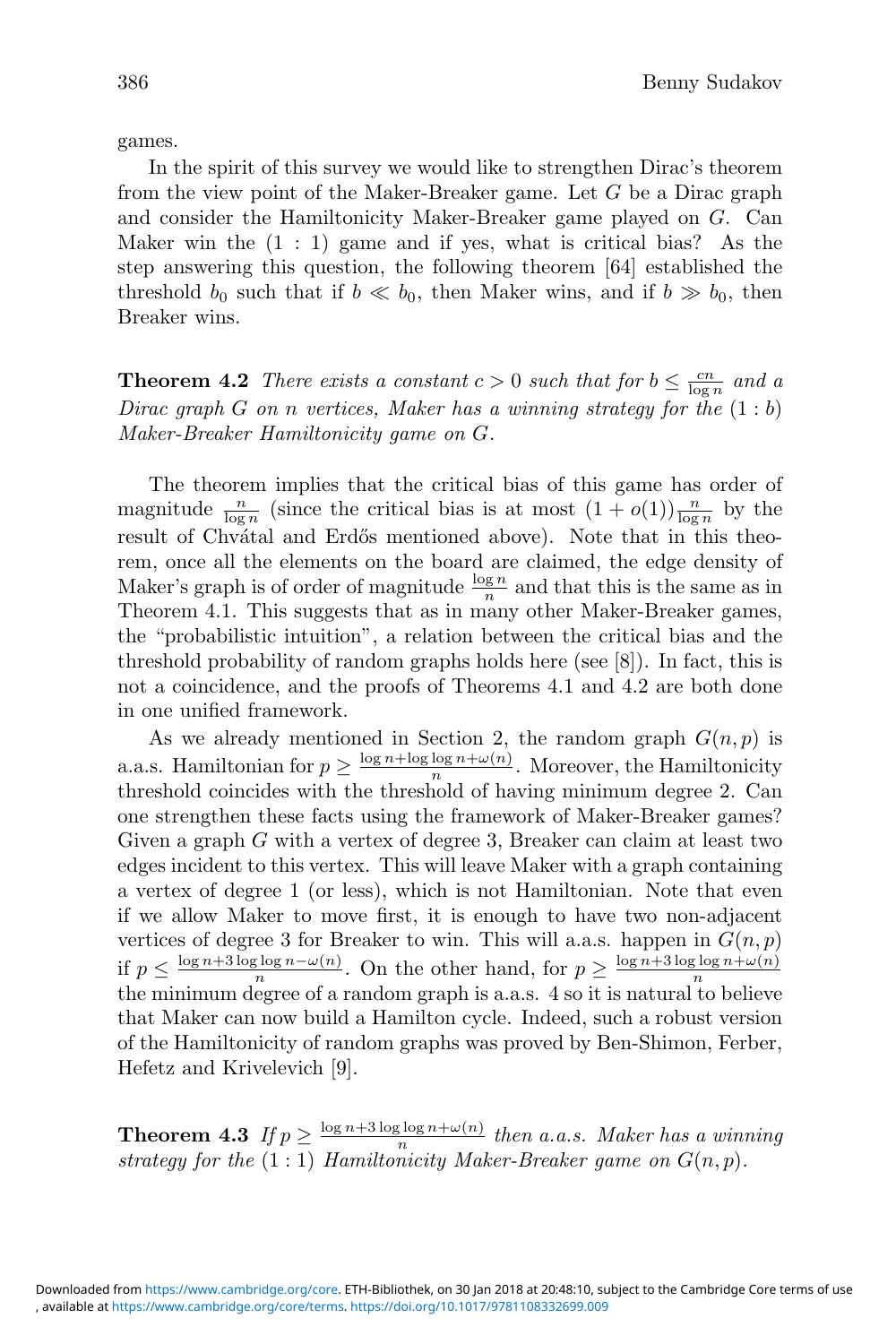games.

In the spirit of this survey we would like to strengthen Dirac's theorem from the view point of the Maker-Breaker game. Let $G$ be a Dirac graph and consider the Hamiltonicity Maker-Breaker game played on $G$. Can Maker win the $(1:1)$ game and if yes, what is critical bias? As the step answering this question, the following theorem [64] established the threshold $b_0$ such that if $b \ll b_0$, then Maker wins, and if $b \gg b_0$, then Breaker wins.

**Theorem 4.2** *There exists a constant $c > 0$ such that for $b \leq \frac{cn}{\log n}$ and a Dirac graph $G$ on $n$ vertices, Maker has a winning strategy for the $(1:b)$ Maker-Breaker Hamiltonicity game on $G$.*

The theorem implies that the critical bias of this game has order of magnitude $\frac{n}{\log n}$ (since the critical bias is at most $(1+o(1))\frac{n}{\log n}$ by the result of Chvátal and Erdős mentioned above). Note that in this theorem, once all the elements on the board are claimed, the edge density of Maker's graph is of order of magnitude $\frac{\log n}{n}$ and that this is the same as in Theorem 4.1. This suggests that as in many other Maker-Breaker games, the "probabilistic intuition", a relation between the critical bias and the threshold probability of random graphs holds here (see [8]). In fact, this is not a coincidence, and the proofs of Theorems 4.1 and 4.2 are both done in one unified framework.

As we already mentioned in Section 2, the random graph $G(n,p)$ is a.a.s. Hamiltonian for $p \geq \frac{\log n + \log\log n + \omega(n)}{n}$. Moreover, the Hamiltonicity threshold coincides with the threshold of having minimum degree 2. Can one strengthen these facts using the framework of Maker-Breaker games? Given a graph $G$ with a vertex of degree 3, Breaker can claim at least two edges incident to this vertex. This will leave Maker with a graph containing a vertex of degree 1 (or less), which is not Hamiltonian. Note that even if we allow Maker to move first, it is enough to have two non-adjacent vertices of degree 3 for Breaker to win. This will a.a.s. happen in $G(n,p)$ if $p \leq \frac{\log n + 3\log\log n - \omega(n)}{n}$. On the other hand, for $p \geq \frac{\log n + 3\log\log n + \omega(n)}{n}$ the minimum degree of a random graph is a.a.s. 4 so it is natural to believe that Maker can now build a Hamilton cycle. Indeed, such a robust version of the Hamiltonicity of random graphs was proved by Ben-Shimon, Ferber, Hefetz and Krivelevich [9].

**Theorem 4.3** *If $p \geq \frac{\log n + 3\log\log n + \omega(n)}{n}$ then a.a.s. Maker has a winning strategy for the $(1:1)$ Hamiltonicity Maker-Breaker game on $G(n,p)$.*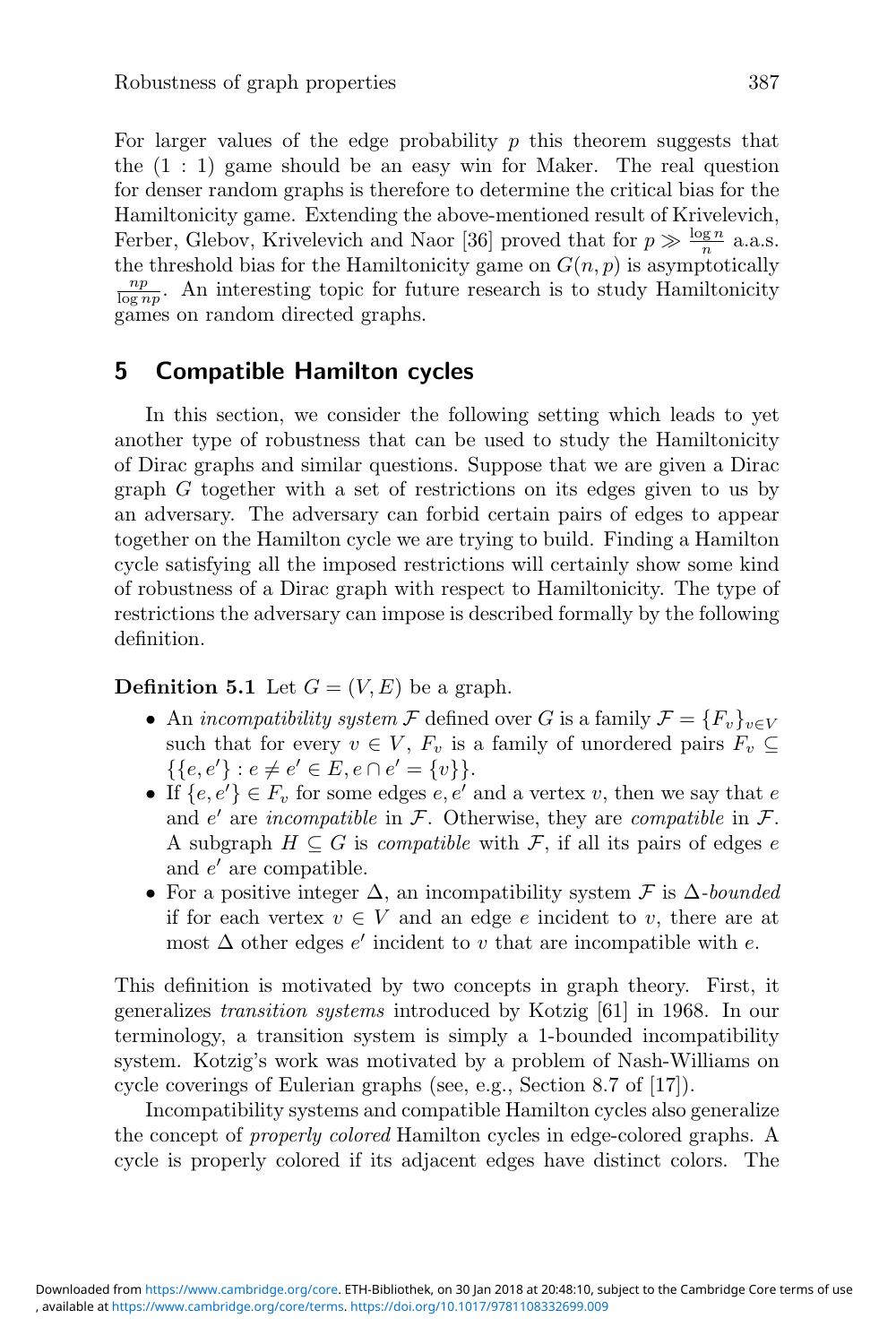For larger values of the edge probability $p$ this theorem suggests that the $(1:1)$ game should be an easy win for Maker. The real question for denser random graphs is therefore to determine the critical bias for the Hamiltonicity game. Extending the above-mentioned result of Krivelevich, Ferber, Glebov, Krivelevich and Naor [36] proved that for $p \gg \frac{\log n}{n}$ a.a.s. the threshold bias for the Hamiltonicity game on $G(n,p)$ is asymptotically $\frac{np}{\log np}$. An interesting topic for future research is to study Hamiltonicity games on random directed graphs.

## 5 Compatible Hamilton cycles

In this section, we consider the following setting which leads to yet another type of robustness that can be used to study the Hamiltonicity of Dirac graphs and similar questions. Suppose that we are given a Dirac graph $G$ together with a set of restrictions on its edges given to us by an adversary. The adversary can forbid certain pairs of edges to appear together on the Hamilton cycle we are trying to build. Finding a Hamilton cycle satisfying all the imposed restrictions will certainly show some kind of robustness of a Dirac graph with respect to Hamiltonicity. The type of restrictions the adversary can impose is described formally by the following definition.

**Definition 5.1** Let $G = (V, E)$ be a graph.

- An *incompatibility system* $\mathcal{F}$ defined over $G$ is a family $\mathcal{F} = \{F_v\}_{v \in V}$ such that for every $v \in V$, $F_v$ is a family of unordered pairs $F_v \subseteq \{\{e, e'\} : e \neq e' \in E, e \cap e' = \{v\}\}$.
- If $\{e, e'\} \in F_v$ for some edges $e, e'$ and a vertex $v$, then we say that $e$ and $e'$ are *incompatible* in $\mathcal{F}$. Otherwise, they are *compatible* in $\mathcal{F}$. A subgraph $H \subseteq G$ is *compatible* with $\mathcal{F}$, if all its pairs of edges $e$ and $e'$ are compatible.
- For a positive integer $\Delta$, an incompatibility system $\mathcal{F}$ is $\Delta$-*bounded* if for each vertex $v \in V$ and an edge $e$ incident to $v$, there are at most $\Delta$ other edges $e'$ incident to $v$ that are incompatible with $e$.

This definition is motivated by two concepts in graph theory. First, it generalizes *transition systems* introduced by Kotzig [61] in 1968. In our terminology, a transition system is simply a 1-bounded incompatibility system. Kotzig's work was motivated by a problem of Nash-Williams on cycle coverings of Eulerian graphs (see, e.g., Section 8.7 of [17]).

Incompatibility systems and compatible Hamilton cycles also generalize the concept of *properly colored* Hamilton cycles in edge-colored graphs. A cycle is properly colored if its adjacent edges have distinct colors. The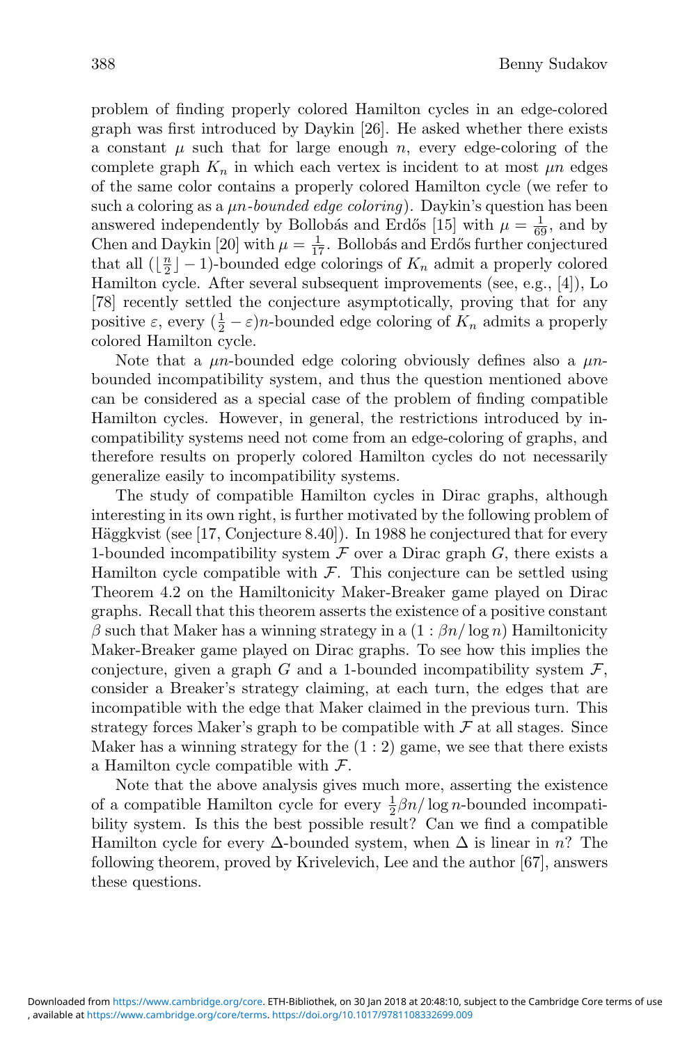problem of finding properly colored Hamilton cycles in an edge-colored graph was first introduced by Daykin [26]. He asked whether there exists a constant $\mu$ such that for large enough $n$, every edge-coloring of the complete graph $K_n$ in which each vertex is incident to at most $\mu n$ edges of the same color contains a properly colored Hamilton cycle (we refer to such a coloring as a *$\mu n$-bounded edge coloring*). Daykin's question has been answered independently by Bollobás and Erdős [15] with $\mu = \frac{1}{69}$, and by Chen and Daykin [20] with $\mu = \frac{1}{17}$. Bollobás and Erdős further conjectured that all $(\lfloor \frac{n}{2} \rfloor - 1)$-bounded edge colorings of $K_n$ admit a properly colored Hamilton cycle. After several subsequent improvements (see, e.g., [4]), Lo [78] recently settled the conjecture asymptotically, proving that for any positive $\varepsilon$, every $(\frac{1}{2} - \varepsilon)n$-bounded edge coloring of $K_n$ admits a properly colored Hamilton cycle.

Note that a $\mu n$-bounded edge coloring obviously defines also a $\mu n$-bounded incompatibility system, and thus the question mentioned above can be considered as a special case of the problem of finding compatible Hamilton cycles. However, in general, the restrictions introduced by incompatibility systems need not come from an edge-coloring of graphs, and therefore results on properly colored Hamilton cycles do not necessarily generalize easily to incompatibility systems.

The study of compatible Hamilton cycles in Dirac graphs, although interesting in its own right, is further motivated by the following problem of Häggkvist (see [17, Conjecture 8.40]). In 1988 he conjectured that for every 1-bounded incompatibility system $\mathcal{F}$ over a Dirac graph $G$, there exists a Hamilton cycle compatible with $\mathcal{F}$. This conjecture can be settled using Theorem 4.2 on the Hamiltonicity Maker-Breaker game played on Dirac graphs. Recall that this theorem asserts the existence of a positive constant $\beta$ such that Maker has a winning strategy in a $(1 : \beta n/\log n)$ Hamiltonicity Maker-Breaker game played on Dirac graphs. To see how this implies the conjecture, given a graph $G$ and a 1-bounded incompatibility system $\mathcal{F}$, consider a Breaker's strategy claiming, at each turn, the edges that are incompatible with the edge that Maker claimed in the previous turn. This strategy forces Maker's graph to be compatible with $\mathcal{F}$ at all stages. Since Maker has a winning strategy for the $(1 : 2)$ game, we see that there exists a Hamilton cycle compatible with $\mathcal{F}$.

Note that the above analysis gives much more, asserting the existence of a compatible Hamilton cycle for every $\frac{1}{2}\beta n/\log n$-bounded incompatibility system. Is this the best possible result? Can we find a compatible Hamilton cycle for every $\Delta$-bounded system, when $\Delta$ is linear in $n$? The following theorem, proved by Krivelevich, Lee and the author [67], answers these questions.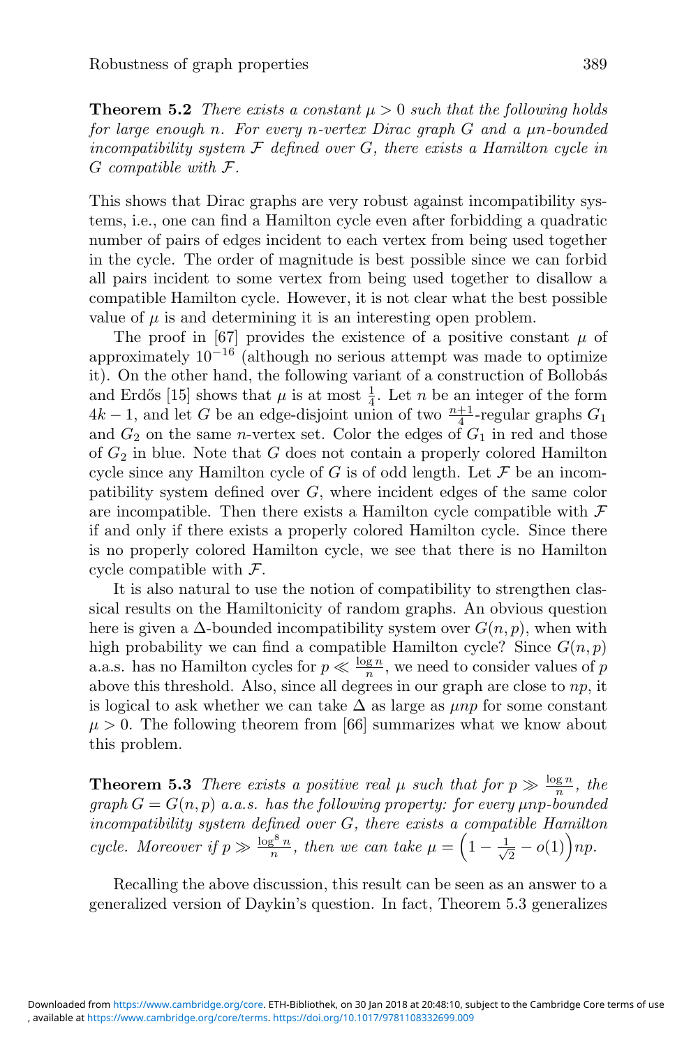**Theorem 5.2** *There exists a constant $\mu > 0$ such that the following holds for large enough $n$. For every $n$-vertex Dirac graph $G$ and a $\mu n$-bounded incompatibility system $\mathcal{F}$ defined over $G$, there exists a Hamilton cycle in $G$ compatible with $\mathcal{F}$.*

This shows that Dirac graphs are very robust against incompatibility systems, i.e., one can find a Hamilton cycle even after forbidding a quadratic number of pairs of edges incident to each vertex from being used together in the cycle. The order of magnitude is best possible since we can forbid all pairs incident to some vertex from being used together to disallow a compatible Hamilton cycle. However, it is not clear what the best possible value of $\mu$ is and determining it is an interesting open problem.

The proof in [67] provides the existence of a positive constant $\mu$ of approximately $10^{-16}$ (although no serious attempt was made to optimize it). On the other hand, the following variant of a construction of Bollobás and Erdős [15] shows that $\mu$ is at most $\frac{1}{4}$. Let $n$ be an integer of the form $4k-1$, and let $G$ be an edge-disjoint union of two $\frac{n+1}{4}$-regular graphs $G_1$ and $G_2$ on the same $n$-vertex set. Color the edges of $G_1$ in red and those of $G_2$ in blue. Note that $G$ does not contain a properly colored Hamilton cycle since any Hamilton cycle of $G$ is of odd length. Let $\mathcal{F}$ be an incompatibility system defined over $G$, where incident edges of the same color are incompatible. Then there exists a Hamilton cycle compatible with $\mathcal{F}$ if and only if there exists a properly colored Hamilton cycle. Since there is no properly colored Hamilton cycle, we see that there is no Hamilton cycle compatible with $\mathcal{F}$.

It is also natural to use the notion of compatibility to strengthen classical results on the Hamiltonicity of random graphs. An obvious question here is given a $\Delta$-bounded incompatibility system over $G(n,p)$, when with high probability we can find a compatible Hamilton cycle? Since $G(n,p)$ a.a.s. has no Hamilton cycles for $p \ll \frac{\log n}{n}$, we need to consider values of $p$ above this threshold. Also, since all degrees in our graph are close to $np$, it is logical to ask whether we can take $\Delta$ as large as $\mu np$ for some constant $\mu > 0$. The following theorem from [66] summarizes what we know about this problem.

**Theorem 5.3** *There exists a positive real $\mu$ such that for $p \gg \frac{\log n}{n}$, the graph $G = G(n,p)$ a.a.s. has the following property: for every $\mu np$-bounded incompatibility system defined over $G$, there exists a compatible Hamilton cycle. Moreover if $p \gg \frac{\log^8 n}{n}$, then we can take $\mu = \left(1 - \frac{1}{\sqrt{2}} - o(1)\right)np$.*

Recalling the above discussion, this result can be seen as an answer to a generalized version of Daykin's question. In fact, Theorem 5.3 generalizes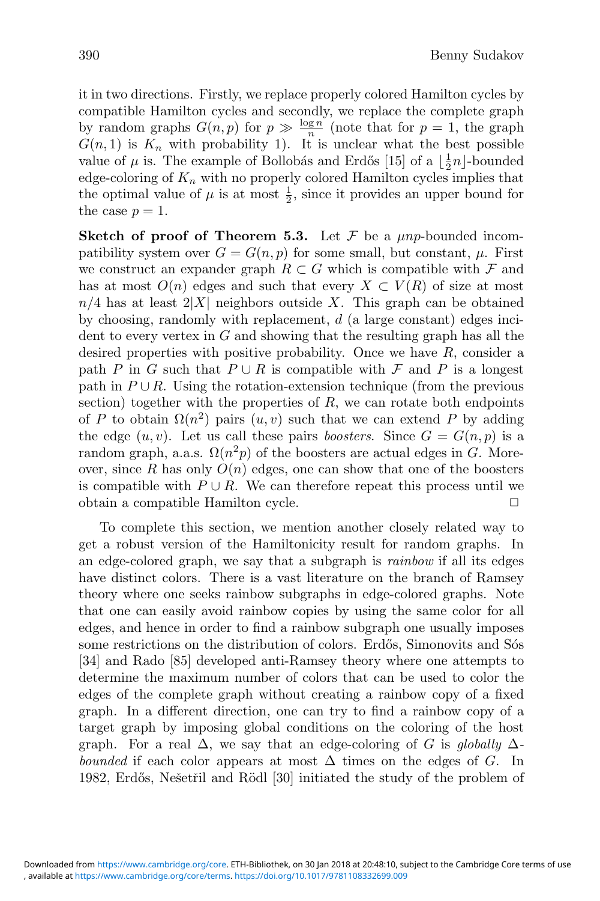it in two directions. Firstly, we replace properly colored Hamilton cycles by compatible Hamilton cycles and secondly, we replace the complete graph by random graphs $G(n,p)$ for $p \gg \frac{\log n}{n}$ (note that for $p=1$, the graph $G(n,1)$ is $K_n$ with probability 1). It is unclear what the best possible value of $\mu$ is. The example of Bollobás and Erdős [15] of a $\lfloor \frac{1}{2}n \rfloor$-bounded edge-coloring of $K_n$ with no properly colored Hamilton cycles implies that the optimal value of $\mu$ is at most $\frac{1}{2}$, since it provides an upper bound for the case $p=1$.

**Sketch of proof of Theorem 5.3.** Let $\mathcal{F}$ be a $\mu np$-bounded incompatibility system over $G = G(n,p)$ for some small, but constant, $\mu$. First we construct an expander graph $R \subset G$ which is compatible with $\mathcal{F}$ and has at most $O(n)$ edges and such that every $X \subset V(R)$ of size at most $n/4$ has at least $2|X|$ neighbors outside $X$. This graph can be obtained by choosing, randomly with replacement, $d$ (a large constant) edges incident to every vertex in $G$ and showing that the resulting graph has all the desired properties with positive probability. Once we have $R$, consider a path $P$ in $G$ such that $P \cup R$ is compatible with $\mathcal{F}$ and $P$ is a longest path in $P \cup R$. Using the rotation-extension technique (from the previous section) together with the properties of $R$, we can rotate both endpoints of $P$ to obtain $\Omega(n^2)$ pairs $(u,v)$ such that we can extend $P$ by adding the edge $(u,v)$. Let us call these pairs *boosters*. Since $G = G(n,p)$ is a random graph, a.a.s. $\Omega(n^2p)$ of the boosters are actual edges in $G$. Moreover, since $R$ has only $O(n)$ edges, one can show that one of the boosters is compatible with $P \cup R$. We can therefore repeat this process until we obtain a compatible Hamilton cycle. □

To complete this section, we mention another closely related way to get a robust version of the Hamiltonicity result for random graphs. In an edge-colored graph, we say that a subgraph is *rainbow* if all its edges have distinct colors. There is a vast literature on the branch of Ramsey theory where one seeks rainbow subgraphs in edge-colored graphs. Note that one can easily avoid rainbow copies by using the same color for all edges, and hence in order to find a rainbow subgraph one usually imposes some restrictions on the distribution of colors. Erdős, Simonovits and Sós [34] and Rado [85] developed anti-Ramsey theory where one attempts to determine the maximum number of colors that can be used to color the edges of the complete graph without creating a rainbow copy of a fixed graph. In a different direction, one can try to find a rainbow copy of a target graph by imposing global conditions on the coloring of the host graph. For a real $\Delta$, we say that an edge-coloring of $G$ is *globally $\Delta$-bounded* if each color appears at most $\Delta$ times on the edges of $G$. In 1982, Erdős, Nešetřil and Rödl [30] initiated the study of the problem of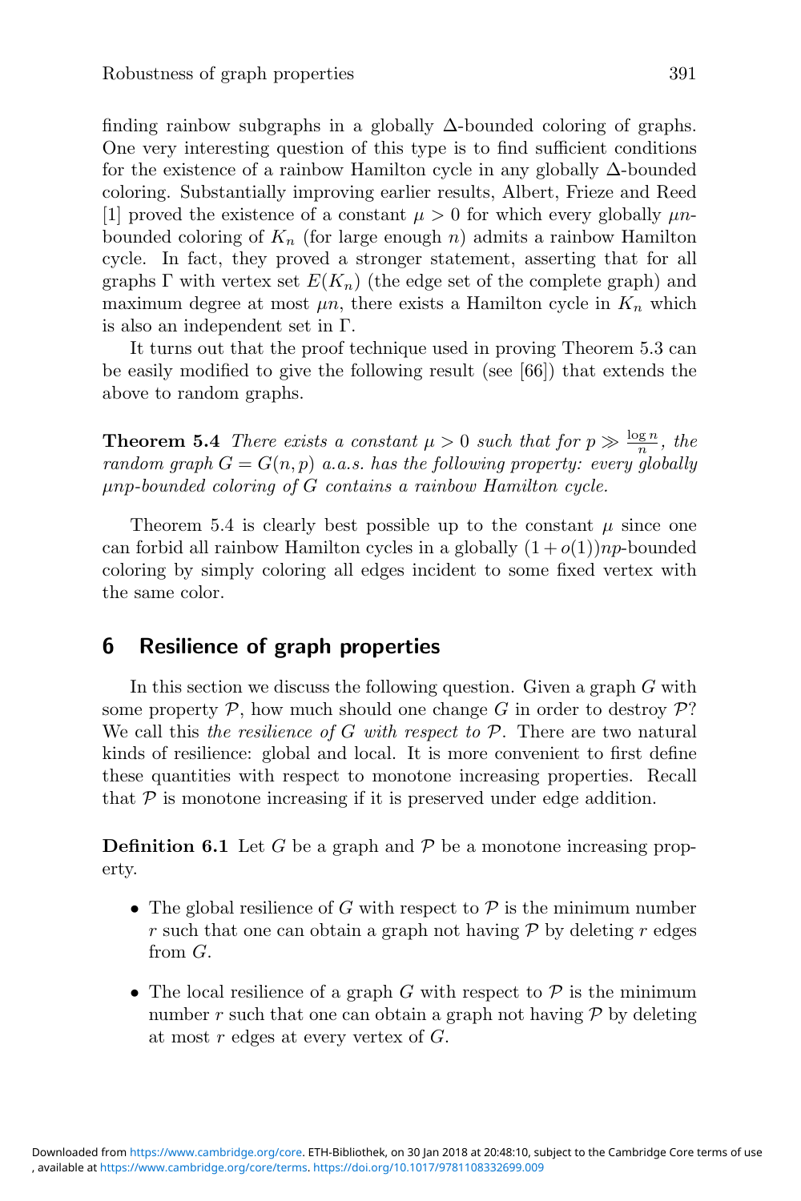finding rainbow subgraphs in a globally $\Delta$-bounded coloring of graphs. One very interesting question of this type is to find sufficient conditions for the existence of a rainbow Hamilton cycle in any globally $\Delta$-bounded coloring. Substantially improving earlier results, Albert, Frieze and Reed [1] proved the existence of a constant $\mu > 0$ for which every globally $\mu n$-bounded coloring of $K_n$ (for large enough $n$) admits a rainbow Hamilton cycle. In fact, they proved a stronger statement, asserting that for all graphs $\Gamma$ with vertex set $E(K_n)$ (the edge set of the complete graph) and maximum degree at most $\mu n$, there exists a Hamilton cycle in $K_n$ which is also an independent set in $\Gamma$.

It turns out that the proof technique used in proving Theorem 5.3 can be easily modified to give the following result (see [66]) that extends the above to random graphs.

**Theorem 5.4** *There exists a constant $\mu > 0$ such that for $p \gg \frac{\log n}{n}$, the random graph $G = G(n,p)$ a.a.s. has the following property: every globally $\mu np$-bounded coloring of $G$ contains a rainbow Hamilton cycle.*

Theorem 5.4 is clearly best possible up to the constant $\mu$ since one can forbid all rainbow Hamilton cycles in a globally $(1 + o(1))np$-bounded coloring by simply coloring all edges incident to some fixed vertex with the same color.

## 6 Resilience of graph properties

In this section we discuss the following question. Given a graph $G$ with some property $\mathcal{P}$, how much should one change $G$ in order to destroy $\mathcal{P}$? We call this *the resilience of $G$ with respect to $\mathcal{P}$*. There are two natural kinds of resilience: global and local. It is more convenient to first define these quantities with respect to monotone increasing properties. Recall that $\mathcal{P}$ is monotone increasing if it is preserved under edge addition.

**Definition 6.1** Let $G$ be a graph and $\mathcal{P}$ be a monotone increasing property.

- The global resilience of $G$ with respect to $\mathcal{P}$ is the minimum number $r$ such that one can obtain a graph not having $\mathcal{P}$ by deleting $r$ edges from $G$.

- The local resilience of a graph $G$ with respect to $\mathcal{P}$ is the minimum number $r$ such that one can obtain a graph not having $\mathcal{P}$ by deleting at most $r$ edges at every vertex of $G$.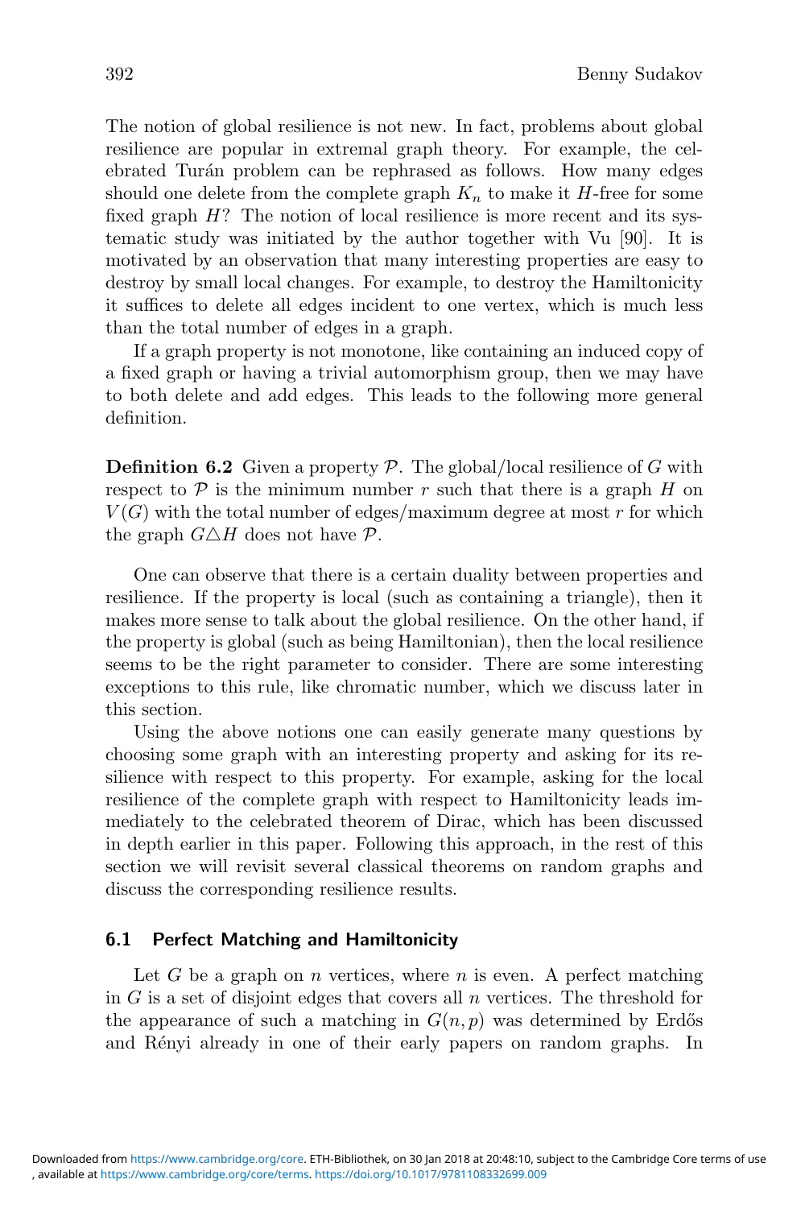The notion of global resilience is not new. In fact, problems about global resilience are popular in extremal graph theory. For example, the celebrated Turán problem can be rephrased as follows. How many edges should one delete from the complete graph $K_n$ to make it $H$-free for some fixed graph $H$? The notion of local resilience is more recent and its systematic study was initiated by the author together with Vu [90]. It is motivated by an observation that many interesting properties are easy to destroy by small local changes. For example, to destroy the Hamiltonicity it suffices to delete all edges incident to one vertex, which is much less than the total number of edges in a graph.

If a graph property is not monotone, like containing an induced copy of a fixed graph or having a trivial automorphism group, then we may have to both delete and add edges. This leads to the following more general definition.

**Definition 6.2** Given a property $\mathcal{P}$. The global/local resilience of $G$ with respect to $\mathcal{P}$ is the minimum number $r$ such that there is a graph $H$ on $V(G)$ with the total number of edges/maximum degree at most $r$ for which the graph $G \triangle H$ does not have $\mathcal{P}$.

One can observe that there is a certain duality between properties and resilience. If the property is local (such as containing a triangle), then it makes more sense to talk about the global resilience. On the other hand, if the property is global (such as being Hamiltonian), then the local resilience seems to be the right parameter to consider. There are some interesting exceptions to this rule, like chromatic number, which we discuss later in this section.

Using the above notions one can easily generate many questions by choosing some graph with an interesting property and asking for its resilience with respect to this property. For example, asking for the local resilience of the complete graph with respect to Hamiltonicity leads immediately to the celebrated theorem of Dirac, which has been discussed in depth earlier in this paper. Following this approach, in the rest of this section we will revisit several classical theorems on random graphs and discuss the corresponding resilience results.

## 6.1 Perfect Matching and Hamiltonicity

Let $G$ be a graph on $n$ vertices, where $n$ is even. A perfect matching in $G$ is a set of disjoint edges that covers all $n$ vertices. The threshold for the appearance of such a matching in $G(n, p)$ was determined by Erdős and Rényi already in one of their early papers on random graphs. In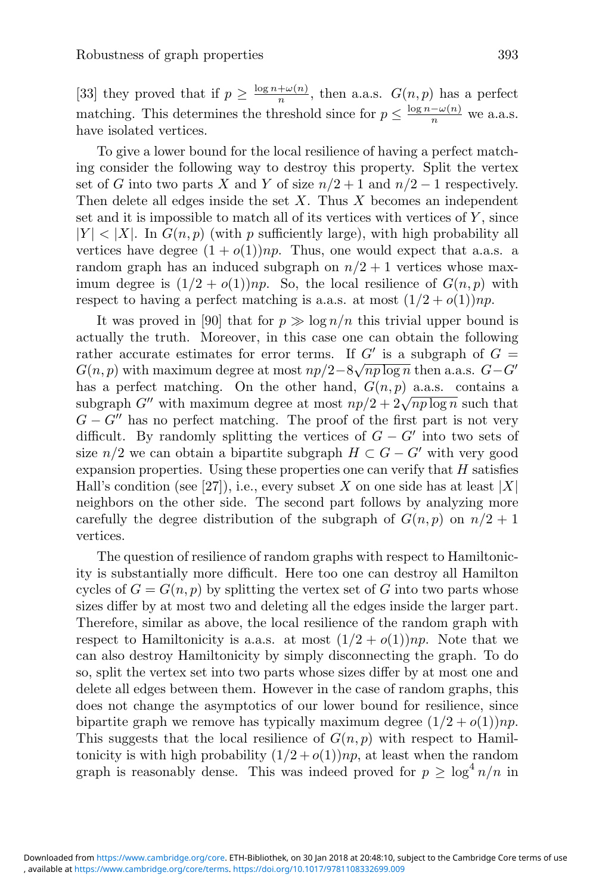[33] they proved that if $p \geq \frac{\log n + \omega(n)}{n}$, then a.a.s. $G(n,p)$ has a perfect matching. This determines the threshold since for $p \leq \frac{\log n - \omega(n)}{n}$ we a.a.s. have isolated vertices.

To give a lower bound for the local resilience of having a perfect matching consider the following way to destroy this property. Split the vertex set of $G$ into two parts $X$ and $Y$ of size $n/2+1$ and $n/2-1$ respectively. Then delete all edges inside the set $X$. Thus $X$ becomes an independent set and it is impossible to match all of its vertices with vertices of $Y$, since $|Y| < |X|$. In $G(n,p)$ (with $p$ sufficiently large), with high probability all vertices have degree $(1+o(1))np$. Thus, one would expect that a.a.s. a random graph has an induced subgraph on $n/2+1$ vertices whose maximum degree is $(1/2+o(1))np$. So, the local resilience of $G(n,p)$ with respect to having a perfect matching is a.a.s. at most $(1/2+o(1))np$.

It was proved in [90] that for $p \gg \log n/n$ this trivial upper bound is actually the truth. Moreover, in this case one can obtain the following rather accurate estimates for error terms. If $G'$ is a subgraph of $G = G(n,p)$ with maximum degree at most $np/2 - 8\sqrt{np\log n}$ then a.a.s. $G - G'$ has a perfect matching. On the other hand, $G(n,p)$ a.a.s. contains a subgraph $G''$ with maximum degree at most $np/2 + 2\sqrt{np\log n}$ such that $G - G''$ has no perfect matching. The proof of the first part is not very difficult. By randomly splitting the vertices of $G - G'$ into two sets of size $n/2$ we can obtain a bipartite subgraph $H \subset G - G'$ with very good expansion properties. Using these properties one can verify that $H$ satisfies Hall's condition (see [27]), i.e., every subset $X$ on one side has at least $|X|$ neighbors on the other side. The second part follows by analyzing more carefully the degree distribution of the subgraph of $G(n,p)$ on $n/2+1$ vertices.

The question of resilience of random graphs with respect to Hamiltonicity is substantially more difficult. Here too one can destroy all Hamilton cycles of $G = G(n,p)$ by splitting the vertex set of $G$ into two parts whose sizes differ by at most two and deleting all the edges inside the larger part. Therefore, similar as above, the local resilience of the random graph with respect to Hamiltonicity is a.a.s. at most $(1/2+o(1))np$. Note that we can also destroy Hamiltonicity by simply disconnecting the graph. To do so, split the vertex set into two parts whose sizes differ by at most one and delete all edges between them. However in the case of random graphs, this does not change the asymptotics of our lower bound for resilience, since bipartite graph we remove has typically maximum degree $(1/2+o(1))np$. This suggests that the local resilience of $G(n,p)$ with respect to Hamiltonicity is with high probability $(1/2+o(1))np$, at least when the random graph is reasonably dense. This was indeed proved for $p \geq \log^4 n/n$ in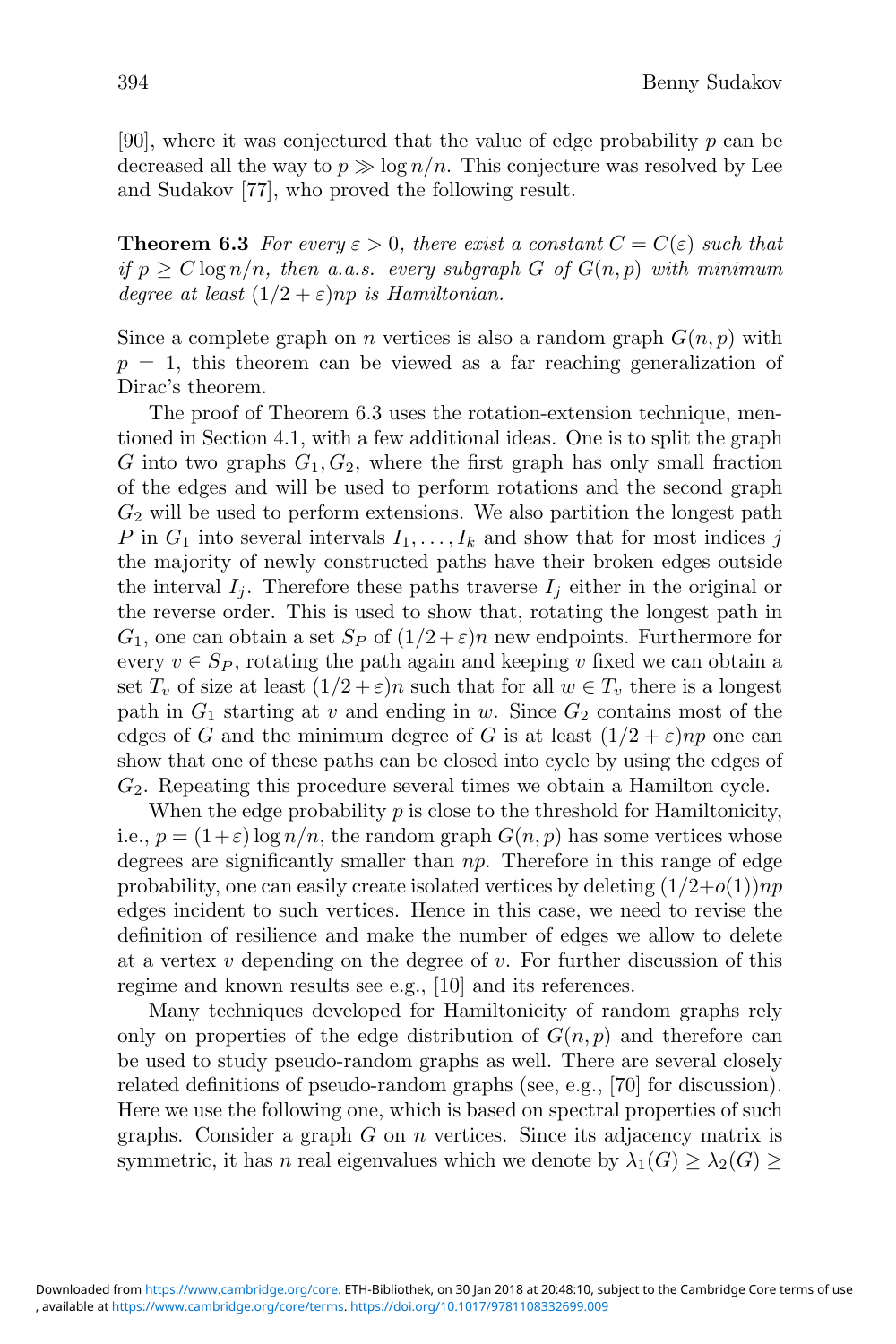[90], where it was conjectured that the value of edge probability $p$ can be decreased all the way to $p \gg \log n/n$. This conjecture was resolved by Lee and Sudakov [77], who proved the following result.

**Theorem 6.3** *For every $\varepsilon > 0$, there exist a constant $C = C(\varepsilon)$ such that if $p \geq C \log n/n$, then a.a.s. every subgraph $G$ of $G(n,p)$ with minimum degree at least $(1/2+\varepsilon)np$ is Hamiltonian.*

Since a complete graph on $n$ vertices is also a random graph $G(n,p)$ with $p = 1$, this theorem can be viewed as a far reaching generalization of Dirac's theorem.

The proof of Theorem 6.3 uses the rotation-extension technique, mentioned in Section 4.1, with a few additional ideas. One is to split the graph $G$ into two graphs $G_1, G_2$, where the first graph has only small fraction of the edges and will be used to perform rotations and the second graph $G_2$ will be used to perform extensions. We also partition the longest path $P$ in $G_1$ into several intervals $I_1, \ldots, I_k$ and show that for most indices $j$ the majority of newly constructed paths have their broken edges outside the interval $I_j$. Therefore these paths traverse $I_j$ either in the original or the reverse order. This is used to show that, rotating the longest path in $G_1$, one can obtain a set $S_P$ of $(1/2+\varepsilon)n$ new endpoints. Furthermore for every $v \in S_P$, rotating the path again and keeping $v$ fixed we can obtain a set $T_v$ of size at least $(1/2+\varepsilon)n$ such that for all $w \in T_v$ there is a longest path in $G_1$ starting at $v$ and ending in $w$. Since $G_2$ contains most of the edges of $G$ and the minimum degree of $G$ is at least $(1/2+\varepsilon)np$ one can show that one of these paths can be closed into cycle by using the edges of $G_2$. Repeating this procedure several times we obtain a Hamilton cycle.

When the edge probability $p$ is close to the threshold for Hamiltonicity, i.e., $p = (1+\varepsilon)\log n/n$, the random graph $G(n,p)$ has some vertices whose degrees are significantly smaller than $np$. Therefore in this range of edge probability, one can easily create isolated vertices by deleting $(1/2+o(1))np$ edges incident to such vertices. Hence in this case, we need to revise the definition of resilience and make the number of edges we allow to delete at a vertex $v$ depending on the degree of $v$. For further discussion of this regime and known results see e.g., [10] and its references.

Many techniques developed for Hamiltonicity of random graphs rely only on properties of the edge distribution of $G(n,p)$ and therefore can be used to study pseudo-random graphs as well. There are several closely related definitions of pseudo-random graphs (see, e.g., [70] for discussion). Here we use the following one, which is based on spectral properties of such graphs. Consider a graph $G$ on $n$ vertices. Since its adjacency matrix is symmetric, it has $n$ real eigenvalues which we denote by $\lambda_1(G) \geq \lambda_2(G) \geq$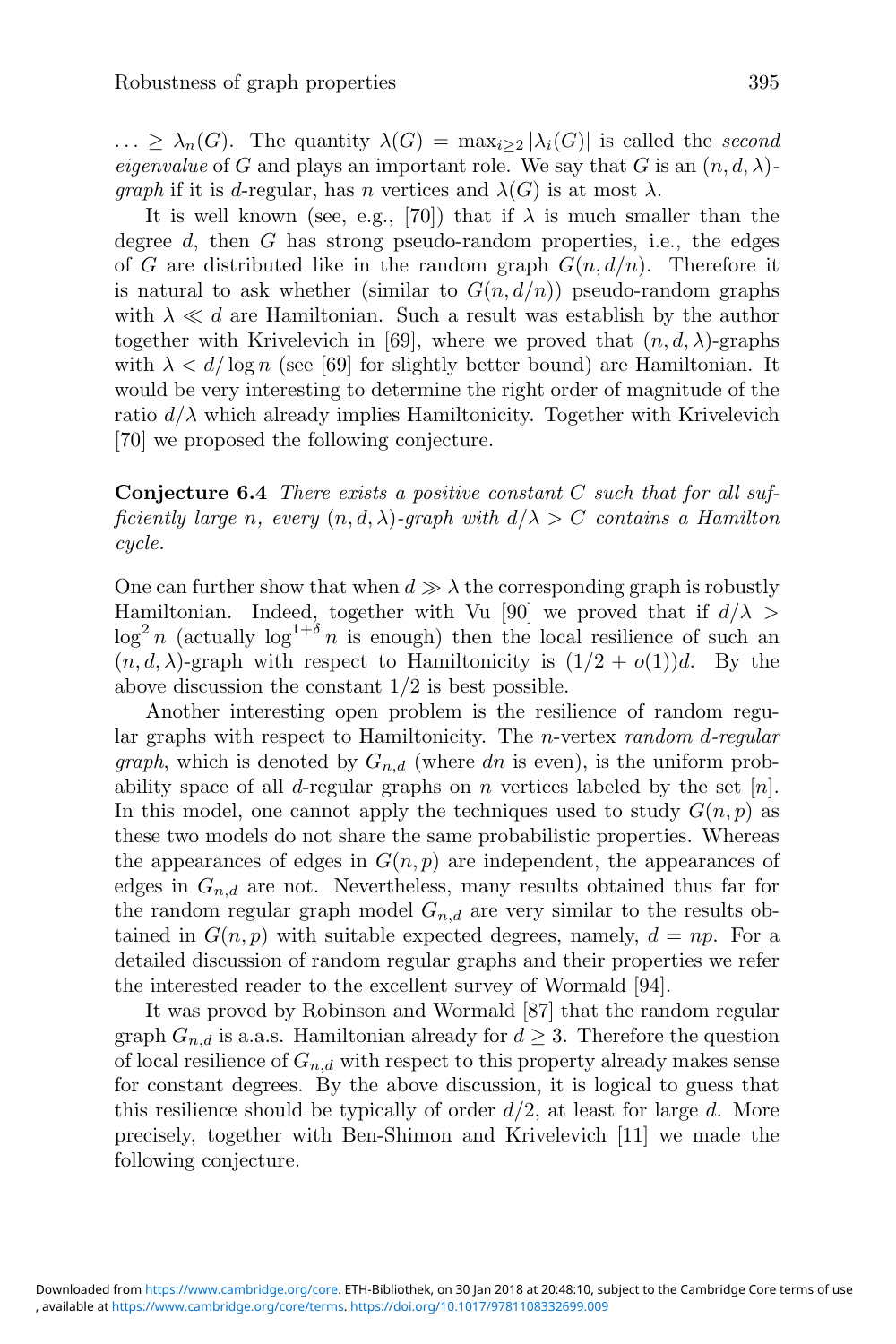$\ldots \geq \lambda_n(G)$. The quantity $\lambda(G) = \max_{i \geq 2} |\lambda_i(G)|$ is called the *second eigenvalue* of $G$ and plays an important role. We say that $G$ is an $(n, d, \lambda)$-*graph* if it is $d$-regular, has $n$ vertices and $\lambda(G)$ is at most $\lambda$.

It is well known (see, e.g., [70]) that if $\lambda$ is much smaller than the degree $d$, then $G$ has strong pseudo-random properties, i.e., the edges of $G$ are distributed like in the random graph $G(n, d/n)$. Therefore it is natural to ask whether (similar to $G(n, d/n)$) pseudo-random graphs with $\lambda \ll d$ are Hamiltonian. Such a result was establish by the author together with Krivelevich in [69], where we proved that $(n, d, \lambda)$-graphs with $\lambda < d/\log n$ (see [69] for slightly better bound) are Hamiltonian. It would be very interesting to determine the right order of magnitude of the ratio $d/\lambda$ which already implies Hamiltonicity. Together with Krivelevich [70] we proposed the following conjecture.

**Conjecture 6.4** *There exists a positive constant $C$ such that for all sufficiently large $n$, every $(n, d, \lambda)$-graph with $d/\lambda > C$ contains a Hamilton cycle.*

One can further show that when $d \gg \lambda$ the corresponding graph is robustly Hamiltonian. Indeed, together with Vu [90] we proved that if $d/\lambda > \log^2 n$ (actually $\log^{1+\delta} n$ is enough) then the local resilience of such an $(n, d, \lambda)$-graph with respect to Hamiltonicity is $(1/2 + o(1))d$. By the above discussion the constant $1/2$ is best possible.

Another interesting open problem is the resilience of random regular graphs with respect to Hamiltonicity. The $n$-vertex *random $d$-regular graph*, which is denoted by $G_{n,d}$ (where $dn$ is even), is the uniform probability space of all $d$-regular graphs on $n$ vertices labeled by the set $[n]$. In this model, one cannot apply the techniques used to study $G(n, p)$ as these two models do not share the same probabilistic properties. Whereas the appearances of edges in $G(n, p)$ are independent, the appearances of edges in $G_{n,d}$ are not. Nevertheless, many results obtained thus far for the random regular graph model $G_{n,d}$ are very similar to the results obtained in $G(n, p)$ with suitable expected degrees, namely, $d = np$. For a detailed discussion of random regular graphs and their properties we refer the interested reader to the excellent survey of Wormald [94].

It was proved by Robinson and Wormald [87] that the random regular graph $G_{n,d}$ is a.a.s. Hamiltonian already for $d \geq 3$. Therefore the question of local resilience of $G_{n,d}$ with respect to this property already makes sense for constant degrees. By the above discussion, it is logical to guess that this resilience should be typically of order $d/2$, at least for large $d$. More precisely, together with Ben-Shimon and Krivelevich [11] we made the following conjecture.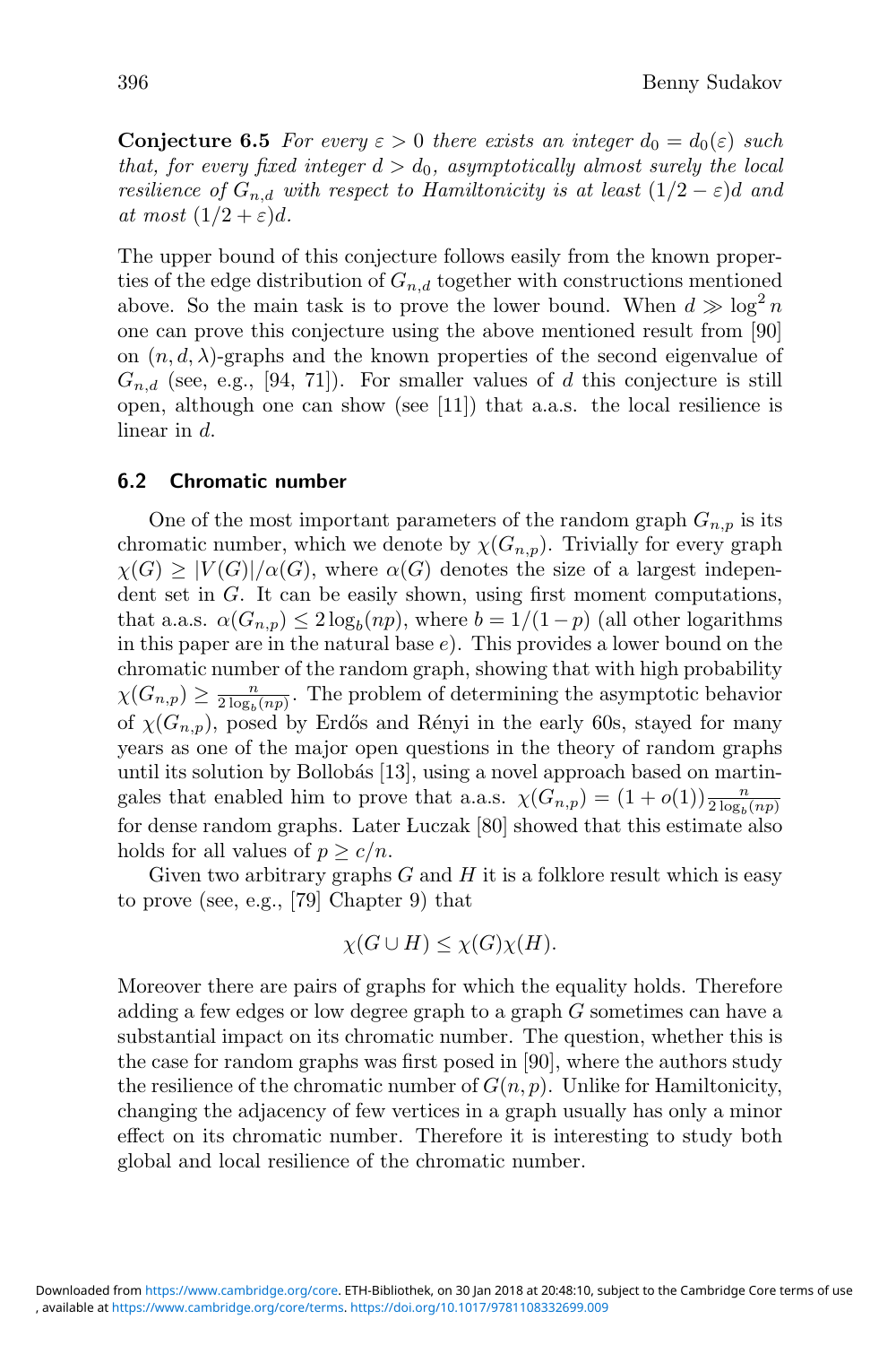**Conjecture 6.5** *For every $\varepsilon > 0$ there exists an integer $d_0 = d_0(\varepsilon)$ such that, for every fixed integer $d > d_0$, asymptotically almost surely the local resilience of $G_{n,d}$ with respect to Hamiltonicity is at least $(1/2 - \varepsilon)d$ and at most $(1/2 + \varepsilon)d$.*

The upper bound of this conjecture follows easily from the known properties of the edge distribution of $G_{n,d}$ together with constructions mentioned above. So the main task is to prove the lower bound. When $d \gg \log^2 n$ one can prove this conjecture using the above mentioned result from [90] on $(n, d, \lambda)$-graphs and the known properties of the second eigenvalue of $G_{n,d}$ (see, e.g., [94, 71]). For smaller values of $d$ this conjecture is still open, although one can show (see [11]) that a.a.s. the local resilience is linear in $d$.

### 6.2 Chromatic number

One of the most important parameters of the random graph $G_{n,p}$ is its chromatic number, which we denote by $\chi(G_{n,p})$. Trivially for every graph $\chi(G) \geq |V(G)|/\alpha(G)$, where $\alpha(G)$ denotes the size of a largest independent set in $G$. It can be easily shown, using first moment computations, that a.a.s. $\alpha(G_{n,p}) \leq 2\log_b(np)$, where $b = 1/(1-p)$ (all other logarithms in this paper are in the natural base $e$). This provides a lower bound on the chromatic number of the random graph, showing that with high probability $\chi(G_{n,p}) \geq \frac{n}{2\log_b(np)}$. The problem of determining the asymptotic behavior of $\chi(G_{n,p})$, posed by Erdős and Rényi in the early 60s, stayed for many years as one of the major open questions in the theory of random graphs until its solution by Bollobás [13], using a novel approach based on martingales that enabled him to prove that a.a.s. $\chi(G_{n,p}) = (1 + o(1))\frac{n}{2\log_b(np)}$ for dense random graphs. Later Łuczak [80] showed that this estimate also holds for all values of $p \geq c/n$.

Given two arbitrary graphs $G$ and $H$ it is a folklore result which is easy to prove (see, e.g., [79] Chapter 9) that

$$\chi(G \cup H) \leq \chi(G)\chi(H).$$

Moreover there are pairs of graphs for which the equality holds. Therefore adding a few edges or low degree graph to a graph $G$ sometimes can have a substantial impact on its chromatic number. The question, whether this is the case for random graphs was first posed in [90], where the authors study the resilience of the chromatic number of $G(n,p)$. Unlike for Hamiltonicity, changing the adjacency of few vertices in a graph usually has only a minor effect on its chromatic number. Therefore it is interesting to study both global and local resilience of the chromatic number.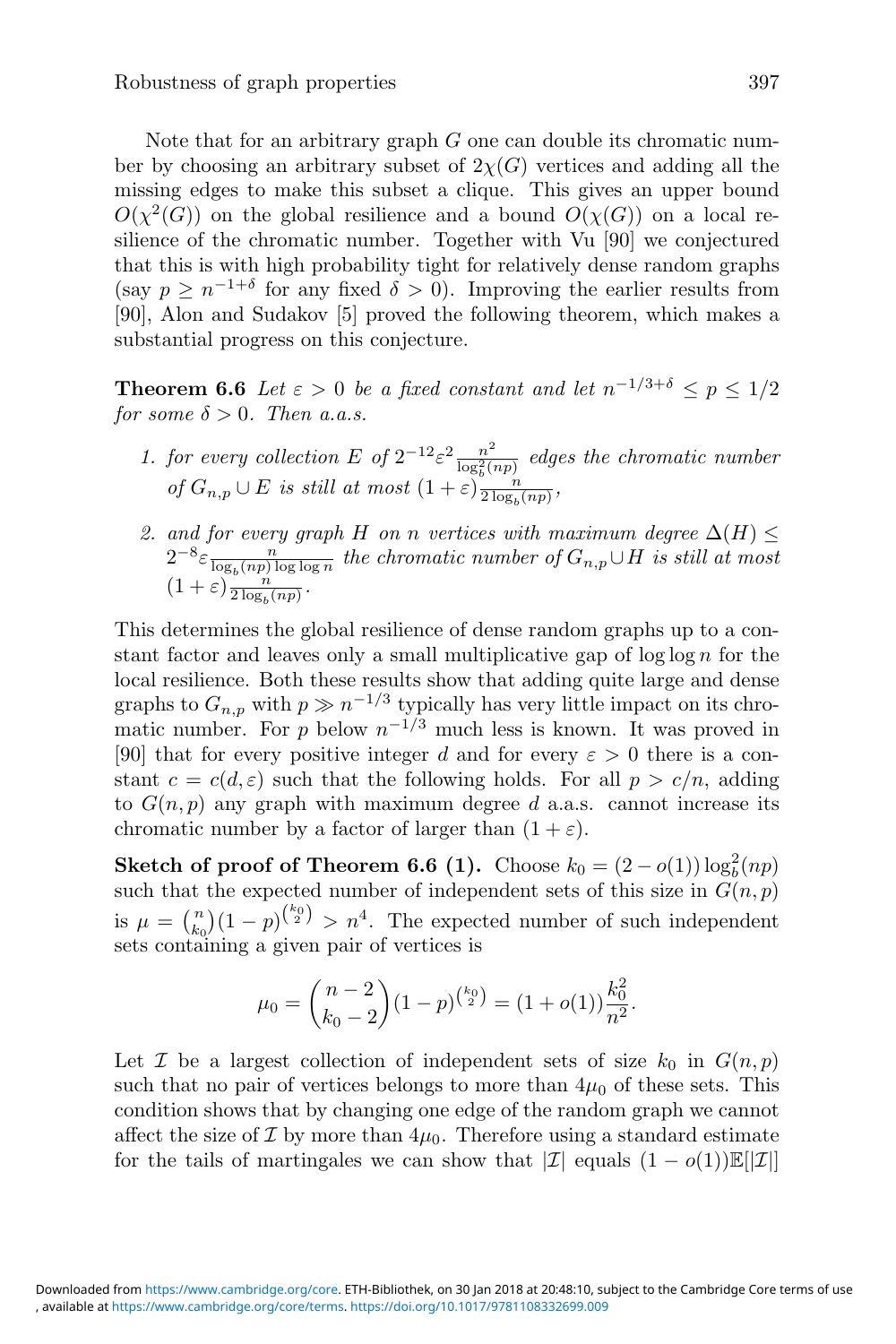Note that for an arbitrary graph $G$ one can double its chromatic number by choosing an arbitrary subset of $2\chi(G)$ vertices and adding all the missing edges to make this subset a clique. This gives an upper bound $O(\chi^2(G))$ on the global resilience and a bound $O(\chi(G))$ on a local resilience of the chromatic number. Together with Vu [90] we conjectured that this is with high probability tight for relatively dense random graphs (say $p \geq n^{-1+\delta}$ for any fixed $\delta > 0$). Improving the earlier results from [90], Alon and Sudakov [5] proved the following theorem, which makes a substantial progress on this conjecture.

**Theorem 6.6** *Let $\varepsilon > 0$ be a fixed constant and let $n^{-1/3+\delta} \leq p \leq 1/2$ for some $\delta > 0$. Then a.a.s.*

1. *for every collection $E$ of $2^{-12}\varepsilon^2 \frac{n^2}{\log_b^2(np)}$ edges the chromatic number of $G_{n,p} \cup E$ is still at most $(1+\varepsilon)\frac{n}{2\log_b(np)}$,*
2. *and for every graph $H$ on $n$ vertices with maximum degree $\Delta(H) \leq 2^{-8}\varepsilon \frac{n}{\log_b(np)\log\log n}$ the chromatic number of $G_{n,p} \cup H$ is still at most $(1+\varepsilon)\frac{n}{2\log_b(np)}$.*

This determines the global resilience of dense random graphs up to a constant factor and leaves only a small multiplicative gap of $\log\log n$ for the local resilience. Both these results show that adding quite large and dense graphs to $G_{n,p}$ with $p \gg n^{-1/3}$ typically has very little impact on its chromatic number. For $p$ below $n^{-1/3}$ much less is known. It was proved in [90] that for every positive integer $d$ and for every $\varepsilon > 0$ there is a constant $c = c(d, \varepsilon)$ such that the following holds. For all $p > c/n$, adding to $G(n,p)$ any graph with maximum degree $d$ a.a.s. cannot increase its chromatic number by a factor of larger than $(1+\varepsilon)$.

**Sketch of proof of Theorem 6.6 (1).** Choose $k_0 = (2 - o(1))\log_b^2(np)$ such that the expected number of independent sets of this size in $G(n,p)$ is $\mu = \binom{n}{k_0}(1-p)^{\binom{k_0}{2}} > n^4$. The expected number of such independent sets containing a given pair of vertices is

$$\mu_0 = \binom{n-2}{k_0-2}(1-p)^{\binom{k_0}{2}} = (1+o(1))\frac{k_0^2}{n^2}.$$

Let $\mathcal{I}$ be a largest collection of independent sets of size $k_0$ in $G(n,p)$ such that no pair of vertices belongs to more than $4\mu_0$ of these sets. This condition shows that by changing one edge of the random graph we cannot affect the size of $\mathcal{I}$ by more than $4\mu_0$. Therefore using a standard estimate for the tails of martingales we can show that $|\mathcal{I}|$ equals $(1-o(1))\mathbb{E}[|\mathcal{I}|]$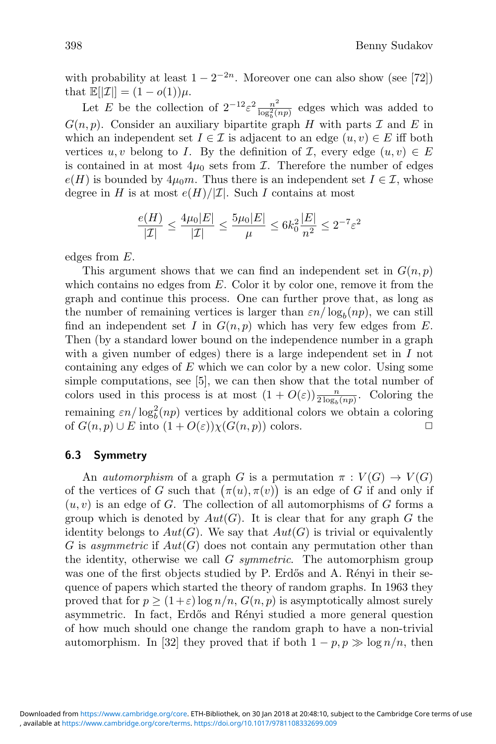with probability at least $1 - 2^{-2n}$. Moreover one can also show (see [72]) that $\mathbb{E}[|\mathcal{I}|] = (1 - o(1))\mu$.

Let $E$ be the collection of $2^{-12}\varepsilon^2 \frac{n^2}{\log_b^2(np)}$ edges which was added to $G(n,p)$. Consider an auxiliary bipartite graph $H$ with parts $\mathcal{I}$ and $E$ in which an independent set $I \in \mathcal{I}$ is adjacent to an edge $(u,v) \in E$ iff both vertices $u, v$ belong to $I$. By the definition of $\mathcal{I}$, every edge $(u,v) \in E$ is contained in at most $4\mu_0$ sets from $\mathcal{I}$. Therefore the number of edges $e(H)$ is bounded by $4\mu_0 m$. Thus there is an independent set $I \in \mathcal{I}$, whose degree in $H$ is at most $e(H)/|\mathcal{I}|$. Such $I$ contains at most

$$\frac{e(H)}{|\mathcal{I}|} \leq \frac{4\mu_0|E|}{|\mathcal{I}|} \leq \frac{5\mu_0|E|}{\mu} \leq 6k_0^2\frac{|E|}{n^2} \leq 2^{-7}\varepsilon^2$$

edges from $E$.

This argument shows that we can find an independent set in $G(n,p)$ which contains no edges from $E$. Color it by color one, remove it from the graph and continue this process. One can further prove that, as long as the number of remaining vertices is larger than $\varepsilon n/\log_b(np)$, we can still find an independent set $I$ in $G(n,p)$ which has very few edges from $E$. Then (by a standard lower bound on the independence number in a graph with a given number of edges) there is a large independent set in $I$ not containing any edges of $E$ which we can color by a new color. Using some simple computations, see [5], we can then show that the total number of colors used in this process is at most $(1 + O(\varepsilon))\frac{n}{2\log_b(np)}$. Coloring the remaining $\varepsilon n/\log_b^2(np)$ vertices by additional colors we obtain a coloring of $G(n,p) \cup E$ into $(1 + O(\varepsilon))\chi(G(n,p))$ colors. □

### 6.3 Symmetry

An *automorphism* of a graph $G$ is a permutation $\pi : V(G) \to V(G)$ of the vertices of $G$ such that $\big(\pi(u), \pi(v)\big)$ is an edge of $G$ if and only if $(u,v)$ is an edge of $G$. The collection of all automorphisms of $G$ forms a group which is denoted by $Aut(G)$. It is clear that for any graph $G$ the identity belongs to $Aut(G)$. We say that $Aut(G)$ is trivial or equivalently $G$ is *asymmetric* if $Aut(G)$ does not contain any permutation other than the identity, otherwise we call $G$ *symmetric*. The automorphism group was one of the first objects studied by P. Erdős and A. Rényi in their sequence of papers which started the theory of random graphs. In 1963 they proved that for $p \geq (1+\varepsilon)\log n/n$, $G(n,p)$ is asymptotically almost surely asymmetric. In fact, Erdős and Rényi studied a more general question of how much should one change the random graph to have a non-trivial automorphism. In [32] they proved that if both $1 - p, p \gg \log n/n$, then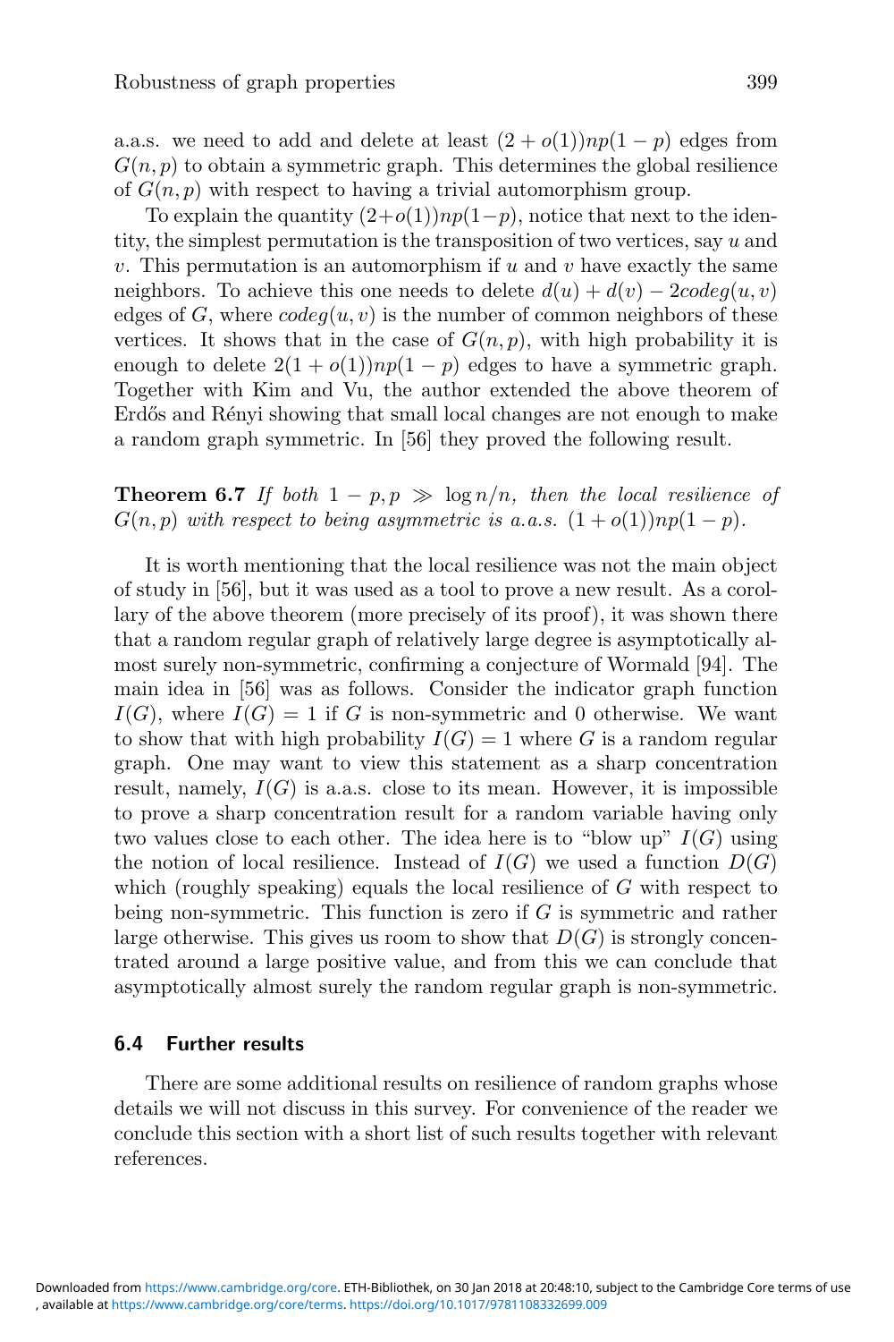a.a.s. we need to add and delete at least $(2+o(1))np(1-p)$ edges from $G(n,p)$ to obtain a symmetric graph. This determines the global resilience of $G(n,p)$ with respect to having a trivial automorphism group.

To explain the quantity $(2+o(1))np(1-p)$, notice that next to the identity, the simplest permutation is the transposition of two vertices, say $u$ and $v$. This permutation is an automorphism if $u$ and $v$ have exactly the same neighbors. To achieve this one needs to delete $d(u)+d(v)-2codeg(u,v)$ edges of $G$, where $codeg(u,v)$ is the number of common neighbors of these vertices. It shows that in the case of $G(n,p)$, with high probability it is enough to delete $2(1+o(1))np(1-p)$ edges to have a symmetric graph. Together with Kim and Vu, the author extended the above theorem of Erdős and Rényi showing that small local changes are not enough to make a random graph symmetric. In [56] they proved the following result.

**Theorem 6.7** *If both $1-p, p \gg \log n/n$, then the local resilience of $G(n,p)$ with respect to being asymmetric is a.a.s. $(1+o(1))np(1-p)$.*

It is worth mentioning that the local resilience was not the main object of study in [56], but it was used as a tool to prove a new result. As a corollary of the above theorem (more precisely of its proof), it was shown there that a random regular graph of relatively large degree is asymptotically almost surely non-symmetric, confirming a conjecture of Wormald [94]. The main idea in [56] was as follows. Consider the indicator graph function $I(G)$, where $I(G)=1$ if $G$ is non-symmetric and 0 otherwise. We want to show that with high probability $I(G)=1$ where $G$ is a random regular graph. One may want to view this statement as a sharp concentration result, namely, $I(G)$ is a.a.s. close to its mean. However, it is impossible to prove a sharp concentration result for a random variable having only two values close to each other. The idea here is to "blow up" $I(G)$ using the notion of local resilience. Instead of $I(G)$ we used a function $D(G)$ which (roughly speaking) equals the local resilience of $G$ with respect to being non-symmetric. This function is zero if $G$ is symmetric and rather large otherwise. This gives us room to show that $D(G)$ is strongly concentrated around a large positive value, and from this we can conclude that asymptotically almost surely the random regular graph is non-symmetric.

### 6.4 Further results

There are some additional results on resilience of random graphs whose details we will not discuss in this survey. For convenience of the reader we conclude this section with a short list of such results together with relevant references.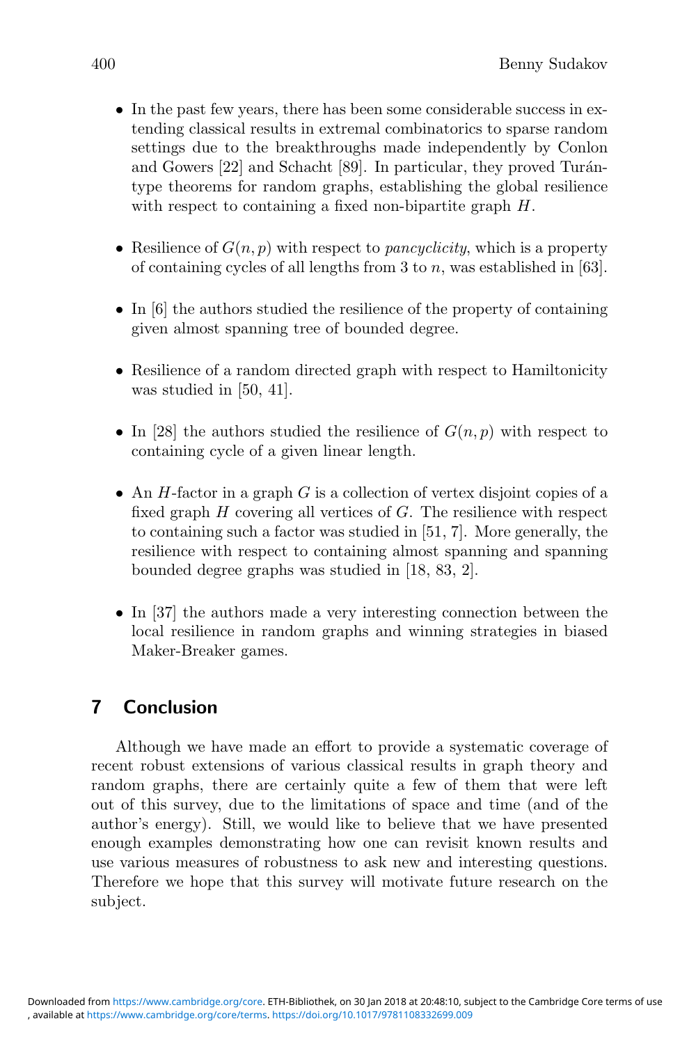- In the past few years, there has been some considerable success in extending classical results in extremal combinatorics to sparse random settings due to the breakthroughs made independently by Conlon and Gowers [22] and Schacht [89]. In particular, they proved Turán-type theorems for random graphs, establishing the global resilience with respect to containing a fixed non-bipartite graph $H$.
- Resilience of $G(n, p)$ with respect to *pancyclicity*, which is a property of containing cycles of all lengths from 3 to $n$, was established in [63].
- In [6] the authors studied the resilience of the property of containing given almost spanning tree of bounded degree.
- Resilience of a random directed graph with respect to Hamiltonicity was studied in [50, 41].
- In [28] the authors studied the resilience of $G(n, p)$ with respect to containing cycle of a given linear length.
- An $H$-factor in a graph $G$ is a collection of vertex disjoint copies of a fixed graph $H$ covering all vertices of $G$. The resilience with respect to containing such a factor was studied in [51, 7]. More generally, the resilience with respect to containing almost spanning and spanning bounded degree graphs was studied in [18, 83, 2].
- In [37] the authors made a very interesting connection between the local resilience in random graphs and winning strategies in biased Maker-Breaker games.

## 7 Conclusion

Although we have made an effort to provide a systematic coverage of recent robust extensions of various classical results in graph theory and random graphs, there are certainly quite a few of them that were left out of this survey, due to the limitations of space and time (and of the author's energy). Still, we would like to believe that we have presented enough examples demonstrating how one can revisit known results and use various measures of robustness to ask new and interesting questions. Therefore we hope that this survey will motivate future research on the subject.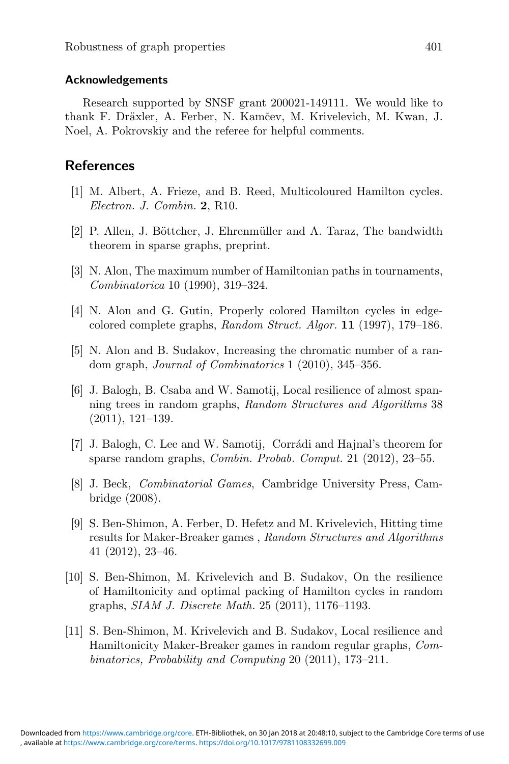## Acknowledgements

Research supported by SNSF grant 200021-149111. We would like to thank F. Dräxler, A. Ferber, N. Kamčev, M. Krivelevich, M. Kwan, J. Noel, A. Pokrovskiy and the referee for helpful comments.

## References

[1] M. Albert, A. Frieze, and B. Reed, Multicoloured Hamilton cycles. *Electron. J. Combin.* **2**, R10.

[2] P. Allen, J. Böttcher, J. Ehrenmüller and A. Taraz, The bandwidth theorem in sparse graphs, preprint.

[3] N. Alon, The maximum number of Hamiltonian paths in tournaments, *Combinatorica* 10 (1990), 319–324.

[4] N. Alon and G. Gutin, Properly colored Hamilton cycles in edge-colored complete graphs, *Random Struct. Algor.* **11** (1997), 179–186.

[5] N. Alon and B. Sudakov, Increasing the chromatic number of a random graph, *Journal of Combinatorics* 1 (2010), 345–356.

[6] J. Balogh, B. Csaba and W. Samotij, Local resilience of almost spanning trees in random graphs, *Random Structures and Algorithms* 38 (2011), 121–139.

[7] J. Balogh, C. Lee and W. Samotij, Corrádi and Hajnal's theorem for sparse random graphs, *Combin. Probab. Comput.* 21 (2012), 23–55.

[8] J. Beck, *Combinatorial Games*, Cambridge University Press, Cambridge (2008).

[9] S. Ben-Shimon, A. Ferber, D. Hefetz and M. Krivelevich, Hitting time results for Maker-Breaker games , *Random Structures and Algorithms* 41 (2012), 23–46.

[10] S. Ben-Shimon, M. Krivelevich and B. Sudakov, On the resilience of Hamiltonicity and optimal packing of Hamilton cycles in random graphs, *SIAM J. Discrete Math.* 25 (2011), 1176–1193.

[11] S. Ben-Shimon, M. Krivelevich and B. Sudakov, Local resilience and Hamiltonicity Maker-Breaker games in random regular graphs, *Combinatorics, Probability and Computing* 20 (2011), 173–211.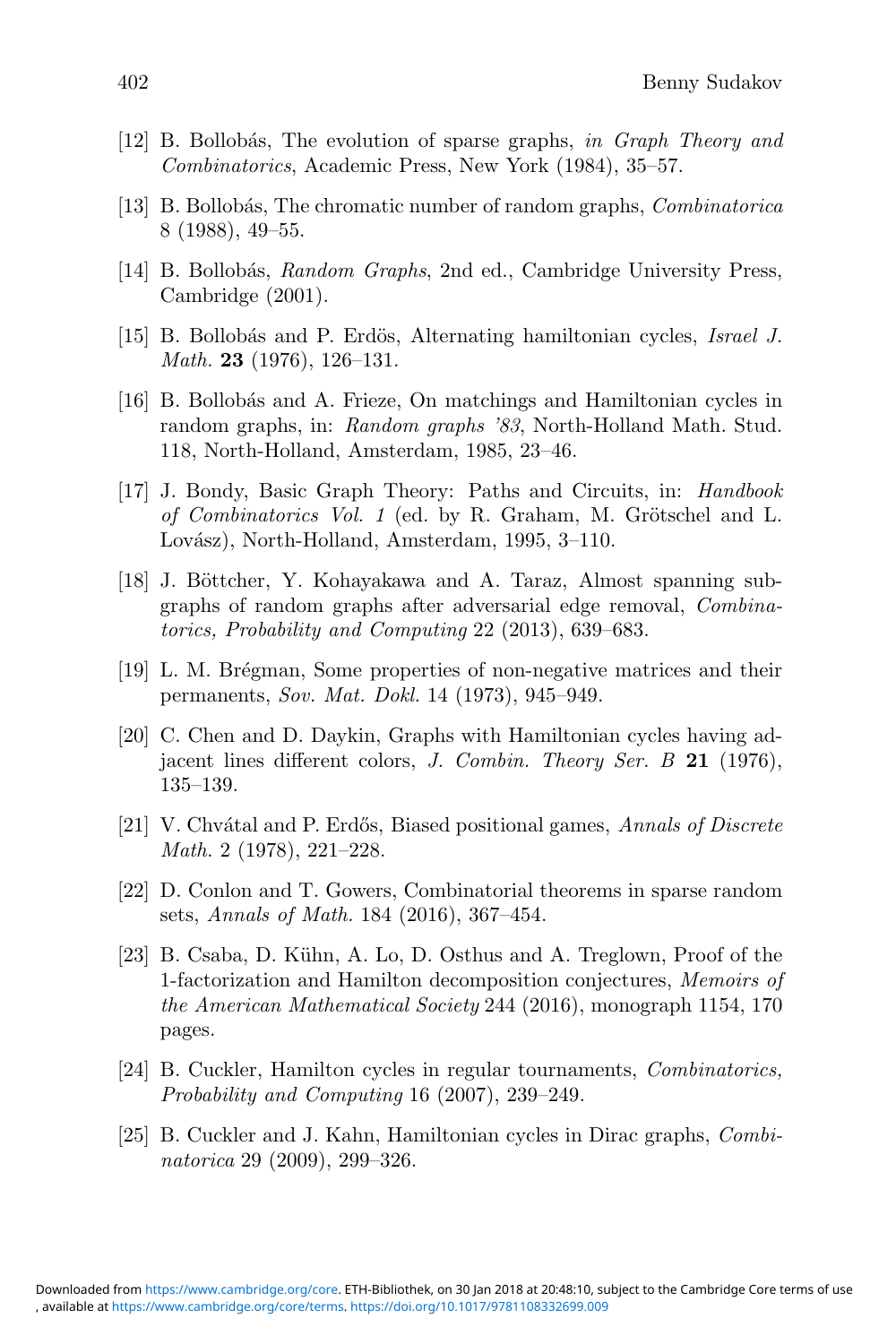[12] B. Bollobás, The evolution of sparse graphs, *in Graph Theory and Combinatorics*, Academic Press, New York (1984), 35–57.

[13] B. Bollobás, The chromatic number of random graphs, *Combinatorica* 8 (1988), 49–55.

[14] B. Bollobás, *Random Graphs*, 2nd ed., Cambridge University Press, Cambridge (2001).

[15] B. Bollobás and P. Erdös, Alternating hamiltonian cycles, *Israel J. Math.* **23** (1976), 126–131.

[16] B. Bollobás and A. Frieze, On matchings and Hamiltonian cycles in random graphs, in: *Random graphs '83*, North-Holland Math. Stud. 118, North-Holland, Amsterdam, 1985, 23–46.

[17] J. Bondy, Basic Graph Theory: Paths and Circuits, in: *Handbook of Combinatorics Vol. 1* (ed. by R. Graham, M. Grötschel and L. Lovász), North-Holland, Amsterdam, 1995, 3–110.

[18] J. Böttcher, Y. Kohayakawa and A. Taraz, Almost spanning subgraphs of random graphs after adversarial edge removal, *Combinatorics, Probability and Computing* 22 (2013), 639–683.

[19] L. M. Brégman, Some properties of non-negative matrices and their permanents, *Sov. Mat. Dokl.* 14 (1973), 945–949.

[20] C. Chen and D. Daykin, Graphs with Hamiltonian cycles having adjacent lines different colors, *J. Combin. Theory Ser. B* **21** (1976), 135–139.

[21] V. Chvátal and P. Erdős, Biased positional games, *Annals of Discrete Math.* 2 (1978), 221–228.

[22] D. Conlon and T. Gowers, Combinatorial theorems in sparse random sets, *Annals of Math.* 184 (2016), 367–454.

[23] B. Csaba, D. Kühn, A. Lo, D. Osthus and A. Treglown, Proof of the 1-factorization and Hamilton decomposition conjectures, *Memoirs of the American Mathematical Society* 244 (2016), monograph 1154, 170 pages.

[24] B. Cuckler, Hamilton cycles in regular tournaments, *Combinatorics, Probability and Computing* 16 (2007), 239–249.

[25] B. Cuckler and J. Kahn, Hamiltonian cycles in Dirac graphs, *Combinatorica* 29 (2009), 299–326.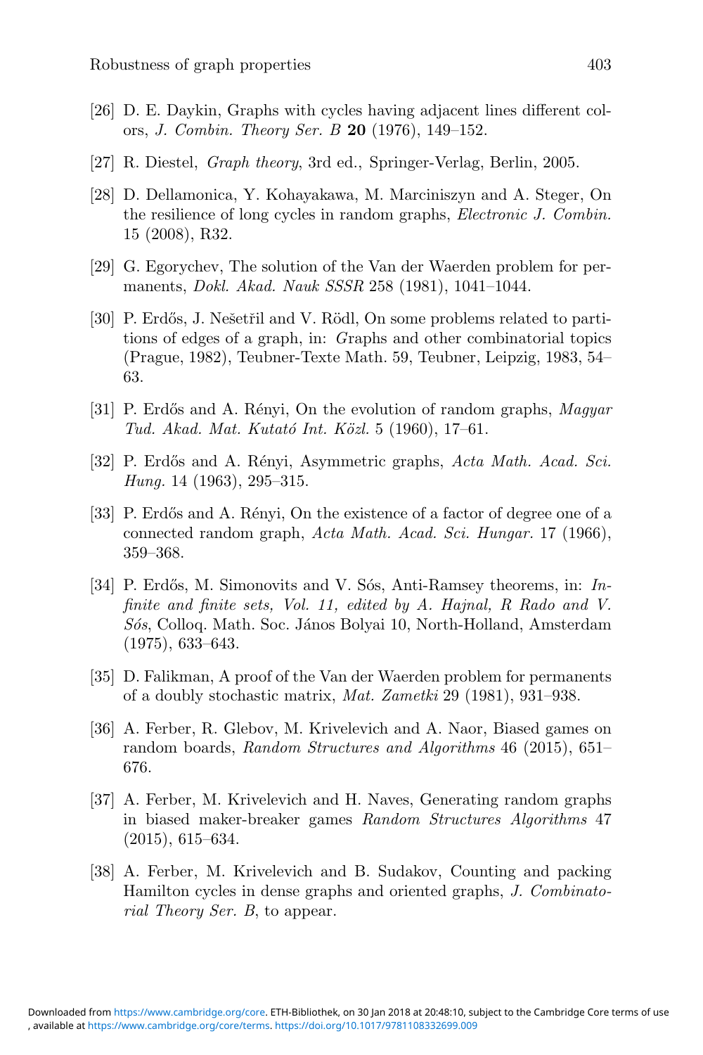[26] D. E. Daykin, Graphs with cycles having adjacent lines different colors, *J. Combin. Theory Ser. B* **20** (1976), 149–152.

[27] R. Diestel, *Graph theory*, 3rd ed., Springer-Verlag, Berlin, 2005.

[28] D. Dellamonica, Y. Kohayakawa, M. Marciniszyn and A. Steger, On the resilience of long cycles in random graphs, *Electronic J. Combin.* 15 (2008), R32.

[29] G. Egorychev, The solution of the Van der Waerden problem for permanents, *Dokl. Akad. Nauk SSSR* 258 (1981), 1041–1044.

[30] P. Erdős, J. Nešetřil and V. Rödl, On some problems related to partitions of edges of a graph, in: *G*raphs and other combinatorial topics (Prague, 1982), Teubner-Texte Math. 59, Teubner, Leipzig, 1983, 54–63.

[31] P. Erdős and A. Rényi, On the evolution of random graphs, *Magyar Tud. Akad. Mat. Kutató Int. Közl.* 5 (1960), 17–61.

[32] P. Erdős and A. Rényi, Asymmetric graphs, *Acta Math. Acad. Sci. Hung.* 14 (1963), 295–315.

[33] P. Erdős and A. Rényi, On the existence of a factor of degree one of a connected random graph, *Acta Math. Acad. Sci. Hungar.* 17 (1966), 359–368.

[34] P. Erdős, M. Simonovits and V. Sós, Anti-Ramsey theorems, in: *Infinite and finite sets, Vol. 11, edited by A. Hajnal, R Rado and V. Sós*, Colloq. Math. Soc. János Bolyai 10, North-Holland, Amsterdam (1975), 633–643.

[35] D. Falikman, A proof of the Van der Waerden problem for permanents of a doubly stochastic matrix, *Mat. Zametki* 29 (1981), 931–938.

[36] A. Ferber, R. Glebov, M. Krivelevich and A. Naor, Biased games on random boards, *Random Structures and Algorithms* 46 (2015), 651–676.

[37] A. Ferber, M. Krivelevich and H. Naves, Generating random graphs in biased maker-breaker games *Random Structures Algorithms* 47 (2015), 615–634.

[38] A. Ferber, M. Krivelevich and B. Sudakov, Counting and packing Hamilton cycles in dense graphs and oriented graphs, *J. Combinatorial Theory Ser. B*, to appear.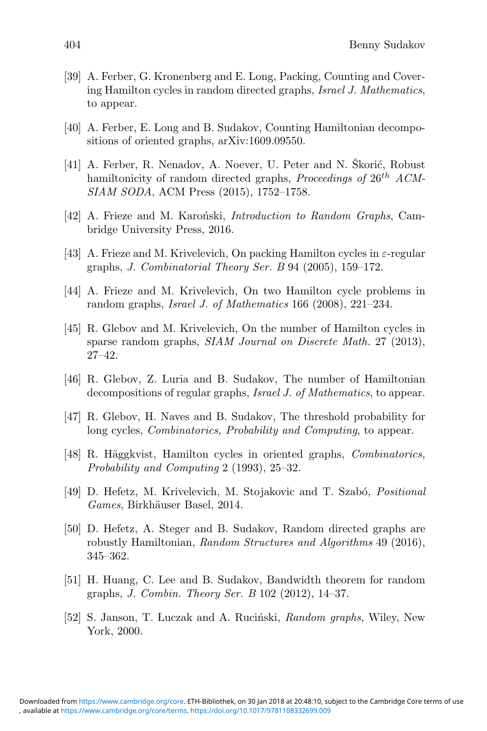[39] A. Ferber, G. Kronenberg and E. Long, Packing, Counting and Covering Hamilton cycles in random directed graphs, *Israel J. Mathematics*, to appear.

[40] A. Ferber, E. Long and B. Sudakov, Counting Hamiltonian decompositions of oriented graphs, arXiv:1609.09550.

[41] A. Ferber, R. Nenadov, A. Noever, U. Peter and N. Škorić, Robust hamiltonicity of random directed graphs, *Proceedings of* $26^{th}$ *ACM-SIAM SODA*, ACM Press (2015), 1752–1758.

[42] A. Frieze and M. Karoński, *Introduction to Random Graphs*, Cambridge University Press, 2016.

[43] A. Frieze and M. Krivelevich, On packing Hamilton cycles in $\varepsilon$-regular graphs, *J. Combinatorial Theory Ser. B* 94 (2005), 159–172.

[44] A. Frieze and M. Krivelevich, On two Hamilton cycle problems in random graphs, *Israel J. of Mathematics* 166 (2008), 221–234.

[45] R. Glebov and M. Krivelevich, On the number of Hamilton cycles in sparse random graphs, *SIAM Journal on Discrete Math.* 27 (2013), 27–42.

[46] R. Glebov, Z. Luria and B. Sudakov, The number of Hamiltonian decompositions of regular graphs, *Israel J. of Mathematics*, to appear.

[47] R. Glebov, H. Naves and B. Sudakov, The threshold probability for long cycles, *Combinatorics, Probability and Computing*, to appear.

[48] R. Häggkvist, Hamilton cycles in oriented graphs, *Combinatorics, Probability and Computing* 2 (1993), 25–32.

[49] D. Hefetz, M. Krivelevich, M. Stojakovic and T. Szabó, *Positional Games*, Birkhäuser Basel, 2014.

[50] D. Hefetz, A. Steger and B. Sudakov, Random directed graphs are robustly Hamiltonian, *Random Structures and Algorithms* 49 (2016), 345–362.

[51] H. Huang, C. Lee and B. Sudakov, Bandwidth theorem for random graphs, *J. Combin. Theory Ser. B* 102 (2012), 14–37.

[52] S. Janson, T. Łuczak and A. Ruciński, *Random graphs*, Wiley, New York, 2000.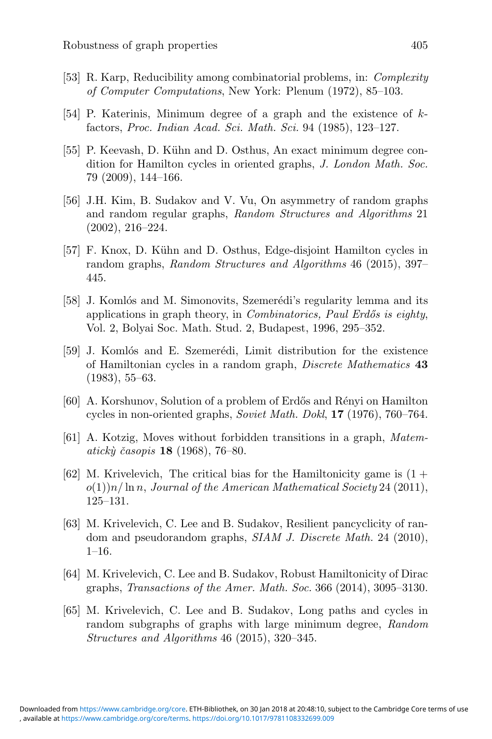[53] R. Karp, Reducibility among combinatorial problems, in: *Complexity of Computer Computations*, New York: Plenum (1972), 85–103.

[54] P. Katerinis, Minimum degree of a graph and the existence of $k$-factors, *Proc. Indian Acad. Sci. Math. Sci.* 94 (1985), 123–127.

[55] P. Keevash, D. Kühn and D. Osthus, An exact minimum degree condition for Hamilton cycles in oriented graphs, *J. London Math. Soc.* 79 (2009), 144–166.

[56] J.H. Kim, B. Sudakov and V. Vu, On asymmetry of random graphs and random regular graphs, *Random Structures and Algorithms* 21 (2002), 216–224.

[57] F. Knox, D. Kühn and D. Osthus, Edge-disjoint Hamilton cycles in random graphs, *Random Structures and Algorithms* 46 (2015), 397–445.

[58] J. Komlós and M. Simonovits, Szemerédi's regularity lemma and its applications in graph theory, in *Combinatorics, Paul Erdős is eighty*, Vol. 2, Bolyai Soc. Math. Stud. 2, Budapest, 1996, 295–352.

[59] J. Komlós and E. Szemerédi, Limit distribution for the existence of Hamiltonian cycles in a random graph, *Discrete Mathematics* **43** (1983), 55–63.

[60] A. Korshunov, Solution of a problem of Erdős and Rényi on Hamilton cycles in non-oriented graphs, *Soviet Math. Dokl*, **17** (1976), 760–764.

[61] A. Kotzig, Moves without forbidden transitions in a graph, *Matematickỳ časopis* **18** (1968), 76–80.

[62] M. Krivelevich, The critical bias for the Hamiltonicity game is $(1 + o(1))n/\ln n$, *Journal of the American Mathematical Society* 24 (2011), 125–131.

[63] M. Krivelevich, C. Lee and B. Sudakov, Resilient pancyclicity of random and pseudorandom graphs, *SIAM J. Discrete Math.* 24 (2010), 1–16.

[64] M. Krivelevich, C. Lee and B. Sudakov, Robust Hamiltonicity of Dirac graphs, *Transactions of the Amer. Math. Soc.* 366 (2014), 3095–3130.

[65] M. Krivelevich, C. Lee and B. Sudakov, Long paths and cycles in random subgraphs of graphs with large minimum degree, *Random Structures and Algorithms* 46 (2015), 320–345.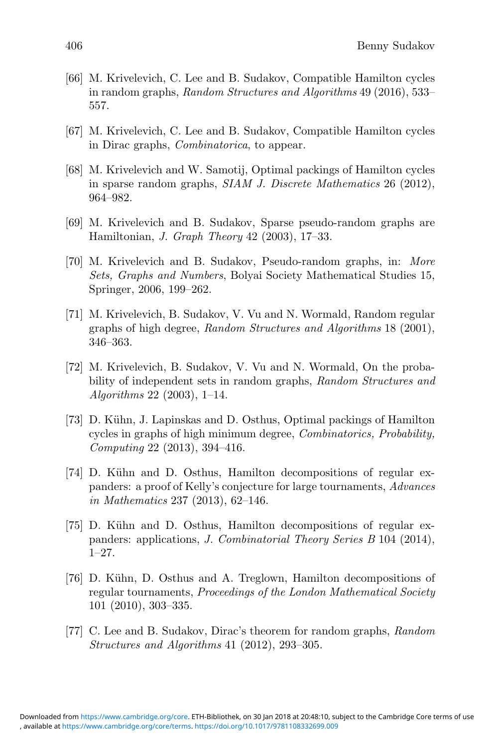[66] M. Krivelevich, C. Lee and B. Sudakov, Compatible Hamilton cycles in random graphs, *Random Structures and Algorithms* 49 (2016), 533–557.

[67] M. Krivelevich, C. Lee and B. Sudakov, Compatible Hamilton cycles in Dirac graphs, *Combinatorica*, to appear.

[68] M. Krivelevich and W. Samotij, Optimal packings of Hamilton cycles in sparse random graphs, *SIAM J. Discrete Mathematics* 26 (2012), 964–982.

[69] M. Krivelevich and B. Sudakov, Sparse pseudo-random graphs are Hamiltonian, *J. Graph Theory* 42 (2003), 17–33.

[70] M. Krivelevich and B. Sudakov, Pseudo-random graphs, in: *More Sets, Graphs and Numbers*, Bolyai Society Mathematical Studies 15, Springer, 2006, 199–262.

[71] M. Krivelevich, B. Sudakov, V. Vu and N. Wormald, Random regular graphs of high degree, *Random Structures and Algorithms* 18 (2001), 346–363.

[72] M. Krivelevich, B. Sudakov, V. Vu and N. Wormald, On the probability of independent sets in random graphs, *Random Structures and Algorithms* 22 (2003), 1–14.

[73] D. Kühn, J. Lapinskas and D. Osthus, Optimal packings of Hamilton cycles in graphs of high minimum degree, *Combinatorics, Probability, Computing* 22 (2013), 394–416.

[74] D. Kühn and D. Osthus, Hamilton decompositions of regular expanders: a proof of Kelly's conjecture for large tournaments, *Advances in Mathematics* 237 (2013), 62–146.

[75] D. Kühn and D. Osthus, Hamilton decompositions of regular expanders: applications, *J. Combinatorial Theory Series B* 104 (2014), 1–27.

[76] D. Kühn, D. Osthus and A. Treglown, Hamilton decompositions of regular tournaments, *Proceedings of the London Mathematical Society* 101 (2010), 303–335.

[77] C. Lee and B. Sudakov, Dirac's theorem for random graphs, *Random Structures and Algorithms* 41 (2012), 293–305.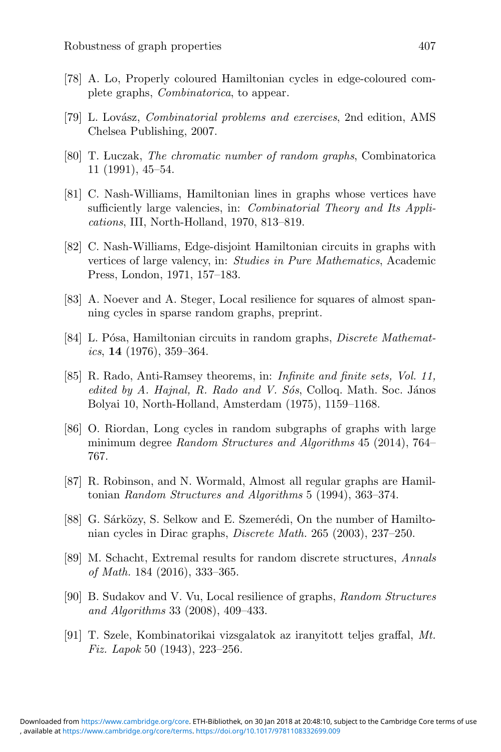[78] A. Lo, Properly coloured Hamiltonian cycles in edge-coloured complete graphs, *Combinatorica*, to appear.

[79] L. Lovász, *Combinatorial problems and exercises*, 2nd edition, AMS Chelsea Publishing, 2007.

[80] T. Łuczak, *The chromatic number of random graphs*, Combinatorica 11 (1991), 45–54.

[81] C. Nash-Williams, Hamiltonian lines in graphs whose vertices have sufficiently large valencies, in: *Combinatorial Theory and Its Applications*, III, North-Holland, 1970, 813–819.

[82] C. Nash-Williams, Edge-disjoint Hamiltonian circuits in graphs with vertices of large valency, in: *Studies in Pure Mathematics*, Academic Press, London, 1971, 157–183.

[83] A. Noever and A. Steger, Local resilience for squares of almost spanning cycles in sparse random graphs, preprint.

[84] L. Pósa, Hamiltonian circuits in random graphs, *Discrete Mathematics*, **14** (1976), 359–364.

[85] R. Rado, Anti-Ramsey theorems, in: *Infinite and finite sets, Vol. 11, edited by A. Hajnal, R. Rado and V. Sós*, Colloq. Math. Soc. János Bolyai 10, North-Holland, Amsterdam (1975), 1159–1168.

[86] O. Riordan, Long cycles in random subgraphs of graphs with large minimum degree *Random Structures and Algorithms* 45 (2014), 764–767.

[87] R. Robinson, and N. Wormald, Almost all regular graphs are Hamiltonian *Random Structures and Algorithms* 5 (1994), 363–374.

[88] G. Sárközy, S. Selkow and E. Szemerédi, On the number of Hamiltonian cycles in Dirac graphs, *Discrete Math.* 265 (2003), 237–250.

[89] M. Schacht, Extremal results for random discrete structures, *Annals of Math.* 184 (2016), 333–365.

[90] B. Sudakov and V. Vu, Local resilience of graphs, *Random Structures and Algorithms* 33 (2008), 409–433.

[91] T. Szele, Kombinatorikai vizsgalatok az iranyitott teljes graffal, *Mt. Fiz. Lapok* 50 (1943), 223–256.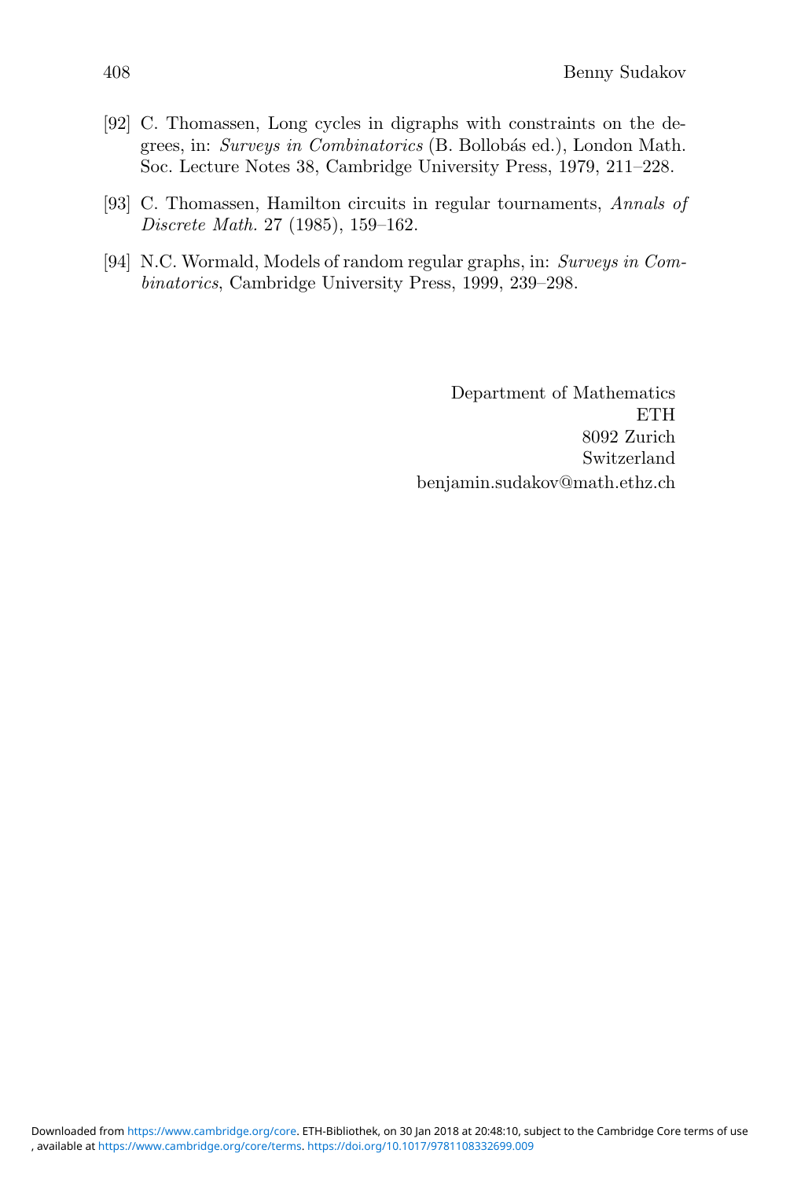[92] C. Thomassen, Long cycles in digraphs with constraints on the degrees, in: *Surveys in Combinatorics* (B. Bollobás ed.), London Math. Soc. Lecture Notes 38, Cambridge University Press, 1979, 211–228.

[93] C. Thomassen, Hamilton circuits in regular tournaments, *Annals of Discrete Math.* 27 (1985), 159–162.

[94] N.C. Wormald, Models of random regular graphs, in: *Surveys in Combinatorics*, Cambridge University Press, 1999, 239–298.

Department of Mathematics
ETH
8092 Zurich
Switzerland
benjamin.sudakov@math.ethz.ch